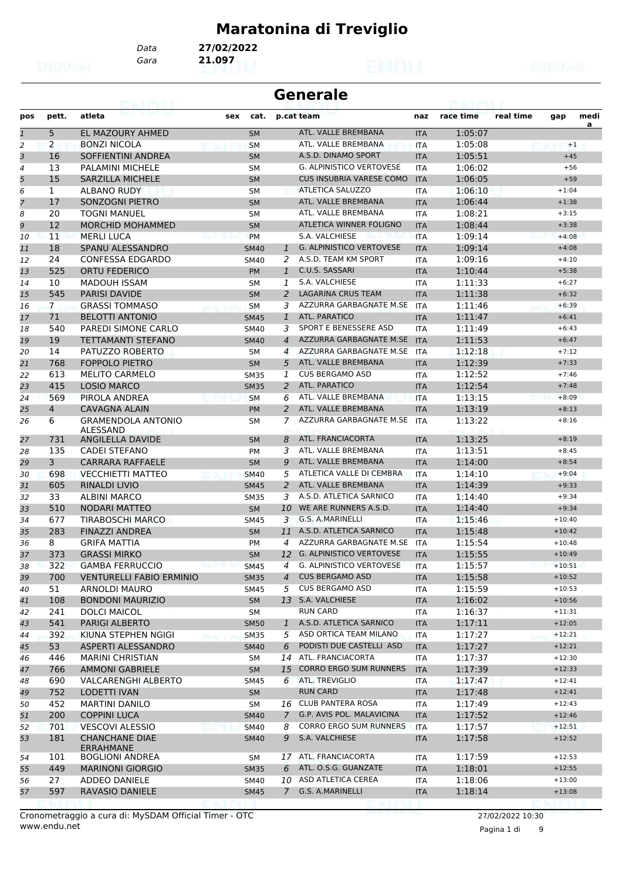# Maratonina di Treviglio

Data **27/02/2022**
Gara **21.097**

## Generale

| pos | pett. | atleta | sex | cat. | p.cat | team | naz | race time | real time | gap | media |
|---|---|---|---|---|---|---|---|---|---|---|---|
| 1 | 5 | EL MAZOURY AHMED | | SM | | ATL. VALLE BREMBANA | ITA | 1:05:07 | | | |
| 2 | 2 | BONZI NICOLA | | SM | | ATL. VALLE BREMBANA | ITA | 1:05:08 | | +1 | |
| 3 | 16 | SOFFIENTINI ANDREA | | SM | | A.S.D. DINAMO SPORT | ITA | 1:05:51 | | +45 | |
| 4 | 13 | PALAMINI MICHELE | | SM | | G. ALPINISTICO VERTOVESE | ITA | 1:06:02 | | +56 | |
| 5 | 15 | SARZILLA MICHELE | | SM | | CUS INSUBRIA VARESE COMO | ITA | 1:06:05 | | +59 | |
| 6 | 1 | ALBANO RUDY | | SM | | ATLETICA SALUZZO | ITA | 1:06:10 | | +1:04 | |
| 7 | 17 | SONZOGNI PIETRO | | SM | | ATL. VALLE BREMBANA | ITA | 1:06:44 | | +1:38 | |
| 8 | 20 | TOGNI MANUEL | | SM | | ATL. VALLE BREMBANA | ITA | 1:08:21 | | +3:15 | |
| 9 | 12 | MORCHID MOHAMMED | | SM | | ATLETICA WINNER FOLIGNO | ITA | 1:08:44 | | +3:38 | |
| 10 | 11 | MERLI LUCA | | PM | | S.A. VALCHIESE | ITA | 1:09:14 | | +4:08 | |
| 11 | 18 | SPANU ALESSANDRO | | SM40 | 1 | G. ALPINISTICO VERTOVESE | ITA | 1:09:14 | | +4:08 | |
| 12 | 24 | CONFESSA EDGARDO | | SM40 | 2 | A.S.D. TEAM KM SPORT | ITA | 1:09:16 | | +4:10 | |
| 13 | 525 | ORTU FEDERICO | | PM | 1 | C.U.S. SASSARI | ITA | 1:10:44 | | +5:38 | |
| 14 | 10 | MADOUH ISSAM | | SM | 1 | S.A. VALCHIESE | ITA | 1:11:33 | | +6:27 | |
| 15 | 545 | PARISI DAVIDE | | SM | 2 | LAGARINA CRUS TEAM | ITA | 1:11:38 | | +6:32 | |
| 16 | 7 | GRASSI TOMMASO | | SM | 3 | AZZURRA GARBAGNATE M.SE | ITA | 1:11:46 | | +6:39 | |
| 17 | 71 | BELOTTI ANTONIO | | SM45 | 1 | ATL. PARATICO | ITA | 1:11:47 | | +6:41 | |
| 18 | 540 | PAREDI SIMONE CARLO | | SM40 | 3 | SPORT E BENESSERE ASD | ITA | 1:11:49 | | +6:43 | |
| 19 | 19 | TETTAMANTI STEFANO | | SM40 | 4 | AZZURRA GARBAGNATE M.SE | ITA | 1:11:53 | | +6:47 | |
| 20 | 14 | PATUZZO ROBERTO | | SM | 4 | AZZURRA GARBAGNATE M.SE | ITA | 1:12:18 | | +7:12 | |
| 21 | 768 | FOPPOLO PIETRO | | SM | 5 | ATL. VALLE BREMBANA | ITA | 1:12:39 | | +7:33 | |
| 22 | 613 | MELITO CARMELO | | SM35 | 1 | CUS BERGAMO ASD | ITA | 1:12:52 | | +7:46 | |
| 23 | 415 | LOSIO MARCO | | SM35 | 2 | ATL. PARATICO | ITA | 1:12:54 | | +7:48 | |
| 24 | 569 | PIROLA ANDREA | | SM | 6 | ATL. VALLE BREMBANA | ITA | 1:13:15 | | +8:09 | |
| 25 | 4 | CAVAGNA ALAIN | | PM | 2 | ATL. VALLE BREMBANA | ITA | 1:13:19 | | +8:13 | |
| 26 | 6 | GRAMENDOLA ANTONIO ALESSAND | | SM | 7 | AZZURRA GARBAGNATE M.SE | ITA | 1:13:22 | | +8:16 | |
| 27 | 731 | ANGILELLA DAVIDE | | SM | 8 | ATL. FRANCIACORTA | ITA | 1:13:25 | | +8:19 | |
| 28 | 135 | CADEI STEFANO | | PM | 3 | ATL. VALLE BREMBANA | ITA | 1:13:51 | | +8:45 | |
| 29 | 3 | CARRARA RAFFAELE | | SM | 9 | ATL. VALLE BREMBANA | ITA | 1:14:00 | | +8:54 | |
| 30 | 698 | VECCHIETTI MATTEO | | SM40 | 5 | ATLETICA VALLE DI CEMBRA | ITA | 1:14:10 | | +9:04 | |
| 31 | 605 | RINALDI LIVIO | | SM45 | 2 | ATL. VALLE BREMBANA | ITA | 1:14:39 | | +9:33 | |
| 32 | 33 | ALBINI MARCO | | SM35 | 3 | A.S.D. ATLETICA SARNICO | ITA | 1:14:40 | | +9:34 | |
| 33 | 510 | NODARI MATTEO | | SM | 10 | WE ARE RUNNERS A.S.D. | ITA | 1:14:40 | | +9:34 | |
| 34 | 677 | TIRABOSCHI MARCO | | SM45 | 3 | G.S. A.MARINELLI | ITA | 1:15:46 | | +10:40 | |
| 35 | 283 | FINAZZI ANDREA | | SM | 11 | A.S.D. ATLETICA SARNICO | ITA | 1:15:48 | | +10:42 | |
| 36 | 8 | GRIFA MATTIA | | PM | 4 | AZZURRA GARBAGNATE M.SE | ITA | 1:15:54 | | +10:48 | |
| 37 | 373 | GRASSI MIRKO | | SM | 12 | G. ALPINISTICO VERTOVESE | ITA | 1:15:55 | | +10:49 | |
| 38 | 322 | GAMBA FERRUCCIO | | SM45 | 4 | G. ALPINISTICO VERTOVESE | ITA | 1:15:57 | | +10:51 | |
| 39 | 700 | VENTURELLI FABIO ERMINIO | | SM35 | 4 | CUS BERGAMO ASD | ITA | 1:15:58 | | +10:52 | |
| 40 | 51 | ARNOLDI MAURO | | SM45 | 5 | CUS BERGAMO ASD | ITA | 1:15:59 | | +10:53 | |
| 41 | 108 | BONDONI MAURIZIO | | SM | 13 | S.A. VALCHIESE | ITA | 1:16:02 | | +10:56 | |
| 42 | 241 | DOLCI MAICOL | | SM | | RUN CARD | ITA | 1:16:37 | | +11:31 | |
| 43 | 541 | PARIGI ALBERTO | | SM50 | 1 | A.S.D. ATLETICA SARNICO | ITA | 1:17:11 | | +12:05 | |
| 44 | 392 | KIUNA STEPHEN NGIGI | | SM35 | 5 | ASD ORTICA TEAM MILANO | ITA | 1:17:27 | | +12:21 | |
| 45 | 53 | ASPERTI ALESSANDRO | | SM40 | 6 | PODISTI DUE CASTELLI ASD | ITA | 1:17:27 | | +12:21 | |
| 46 | 446 | MARINI CHRISTIAN | | SM | 14 | ATL. FRANCIACORTA | ITA | 1:17:37 | | +12:30 | |
| 47 | 766 | AMMONI GABRIELE | | SM | 15 | CORRO ERGO SUM RUNNERS | ITA | 1:17:39 | | +12:33 | |
| 48 | 690 | VALCARENGHI ALBERTO | | SM45 | 6 | ATL. TREVIGLIO | ITA | 1:17:47 | | +12:41 | |
| 49 | 752 | LODETTI IVAN | | SM | | RUN CARD | ITA | 1:17:48 | | +12:41 | |
| 50 | 452 | MARTINI DANILO | | SM | 16 | CLUB PANTERA ROSA | ITA | 1:17:49 | | +12:43 | |
| 51 | 200 | COPPINI LUCA | | SM40 | 7 | G.P. AVIS POL. MALAVICINA | ITA | 1:17:52 | | +12:46 | |
| 52 | 701 | VESCOVI ALESSIO | | SM40 | 8 | CORRO ERGO SUM RUNNERS | ITA | 1:17:57 | | +12:51 | |
| 53 | 181 | CHANCHANE DIAE ERRAHMANE | | SM40 | 9 | S.A. VALCHIESE | ITA | 1:17:58 | | +12:52 | |
| 54 | 101 | BOGLIONI ANDREA | | SM | 17 | ATL. FRANCIACORTA | ITA | 1:17:59 | | +12:53 | |
| 55 | 449 | MARINONI GIORGIO | | SM35 | 6 | ATL. O.S.G. GUANZATE | ITA | 1:18:01 | | +12:55 | |
| 56 | 27 | ADDEO DANIELE | | SM40 | 10 | ASD ATLETICA CEREA | ITA | 1:18:06 | | +13:00 | |
| 57 | 597 | RAVASIO DANIELE | | SM45 | 7 | G.S. A.MARINELLI | ITA | 1:18:14 | | +13:08 | |

Cronometraggio a cura di: MySDAM Official Timer - OTC
www.endu.net
27/02/2022 10:30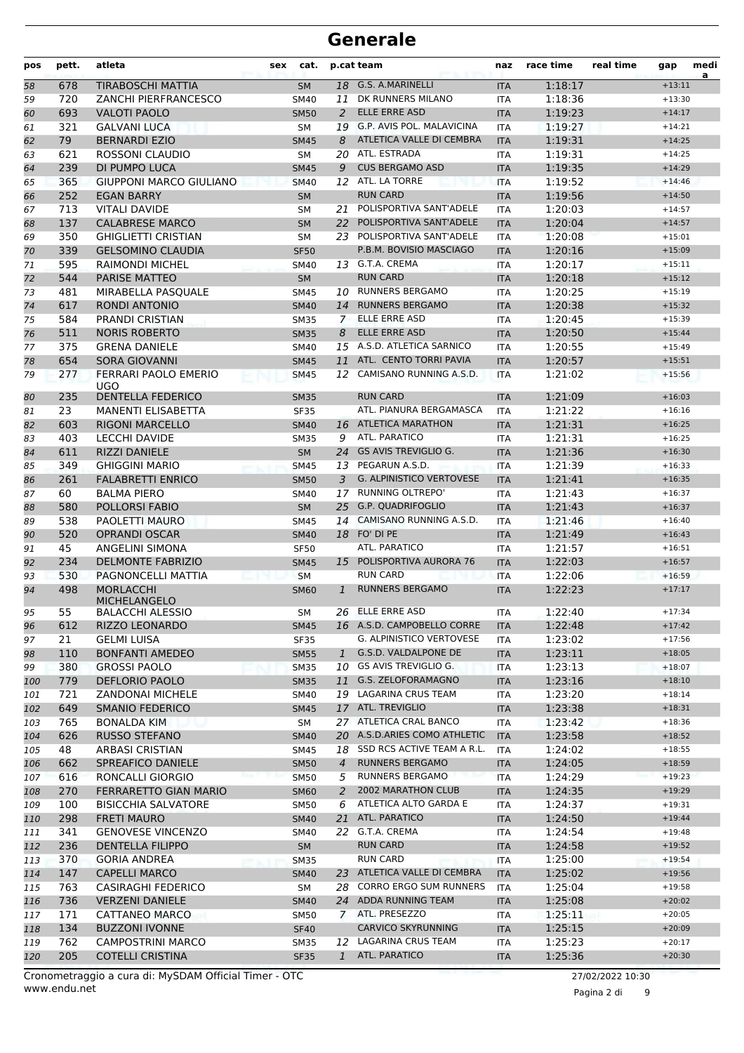# Generale

| pos | pett. | atleta | sex | cat. | p.cat | team | naz | race time | real time | gap | media |
|---|---|---|---|---|---|---|---|---|---|---|---|
| 58 | 678 | TIRABOSCHI MATTIA | | SM | 18 | G.S. A.MARINELLI | ITA | 1:18:17 | | +13:11 | |
| 59 | 720 | ZANCHI PIERFRANCESCO | | SM40 | 11 | DK RUNNERS MILANO | ITA | 1:18:36 | | +13:30 | |
| 60 | 693 | VALOTI PAOLO | | SM50 | 2 | ELLE ERRE ASD | ITA | 1:19:23 | | +14:17 | |
| 61 | 321 | GALVANI LUCA | | SM | 19 | G.P. AVIS POL. MALAVICINA | ITA | 1:19:27 | | +14:21 | |
| 62 | 79 | BERNARDI EZIO | | SM45 | 8 | ATLETICA VALLE DI CEMBRA | ITA | 1:19:31 | | +14:25 | |
| 63 | 621 | ROSSONI CLAUDIO | | SM | 20 | ATL. ESTRADA | ITA | 1:19:31 | | +14:25 | |
| 64 | 239 | DI PUMPO LUCA | | SM45 | 9 | CUS BERGAMO ASD | ITA | 1:19:35 | | +14:29 | |
| 65 | 365 | GIUPPONI MARCO GIULIANO | | SM40 | 12 | ATL. LA TORRE | ITA | 1:19:52 | | +14:46 | |
| 66 | 252 | EGAN BARRY | | SM | | RUN CARD | ITA | 1:19:56 | | +14:50 | |
| 67 | 713 | VITALI DAVIDE | | SM | 21 | POLISPORTIVA SANT'ADELE | ITA | 1:20:03 | | +14:57 | |
| 68 | 137 | CALABRESE MARCO | | SM | 22 | POLISPORTIVA SANT'ADELE | ITA | 1:20:04 | | +14:57 | |
| 69 | 350 | GHIGLIETTI CRISTIAN | | SM | 23 | POLISPORTIVA SANT'ADELE | ITA | 1:20:08 | | +15:01 | |
| 70 | 339 | GELSOMINO CLAUDIA | | SF50 | | P.B.M. BOVISIO MASCIAGO | ITA | 1:20:16 | | +15:09 | |
| 71 | 595 | RAIMONDI MICHEL | | SM40 | 13 | G.T.A. CREMA | ITA | 1:20:17 | | +15:11 | |
| 72 | 544 | PARISE MATTEO | | SM | | RUN CARD | ITA | 1:20:18 | | +15:12 | |
| 73 | 481 | MIRABELLA PASQUALE | | SM45 | 10 | RUNNERS BERGAMO | ITA | 1:20:25 | | +15:19 | |
| 74 | 617 | RONDI ANTONIO | | SM40 | 14 | RUNNERS BERGAMO | ITA | 1:20:38 | | +15:32 | |
| 75 | 584 | PRANDI CRISTIAN | | SM35 | 7 | ELLE ERRE ASD | ITA | 1:20:45 | | +15:39 | |
| 76 | 511 | NORIS ROBERTO | | SM35 | 8 | ELLE ERRE ASD | ITA | 1:20:50 | | +15:44 | |
| 77 | 375 | GRENA DANIELE | | SM40 | 15 | A.S.D. ATLETICA SARNICO | ITA | 1:20:55 | | +15:49 | |
| 78 | 654 | SORA GIOVANNI | | SM45 | 11 | ATL. CENTO TORRI PAVIA | ITA | 1:20:57 | | +15:51 | |
| 79 | 277 | FERRARI PAOLO EMERIO UGO | | SM45 | 12 | CAMISANO RUNNING A.S.D. | ITA | 1:21:02 | | +15:56 | |
| 80 | 235 | DENTELLA FEDERICO | | SM35 | | RUN CARD | ITA | 1:21:09 | | +16:03 | |
| 81 | 23 | MANENTI ELISABETTA | | SF35 | | ATL. PIANURA BERGAMASCA | ITA | 1:21:22 | | +16:16 | |
| 82 | 603 | RIGONI MARCELLO | | SM40 | 16 | ATLETICA MARATHON | ITA | 1:21:31 | | +16:25 | |
| 83 | 403 | LECCHI DAVIDE | | SM35 | 9 | ATL. PARATICO | ITA | 1:21:31 | | +16:25 | |
| 84 | 611 | RIZZI DANIELE | | SM | 24 | GS AVIS TREVIGLIO G. | ITA | 1:21:36 | | +16:30 | |
| 85 | 349 | GHIGGINI MARIO | | SM45 | 13 | PEGARUN A.S.D. | ITA | 1:21:39 | | +16:33 | |
| 86 | 261 | FALABRETTI ENRICO | | SM50 | 3 | G. ALPINISTICO VERTOVESE | ITA | 1:21:41 | | +16:35 | |
| 87 | 60 | BALMA PIERO | | SM40 | 17 | RUNNING OLTREPO' | ITA | 1:21:43 | | +16:37 | |
| 88 | 580 | POLLORSI FABIO | | SM | 25 | G.P. QUADRIFOGLIO | ITA | 1:21:43 | | +16:37 | |
| 89 | 538 | PAOLETTI MAURO | | SM45 | 14 | CAMISANO RUNNING A.S.D. | ITA | 1:21:46 | | +16:40 | |
| 90 | 520 | OPRANDI OSCAR | | SM40 | 18 | FO' DI PE | ITA | 1:21:49 | | +16:43 | |
| 91 | 45 | ANGELINI SIMONA | | SF50 | | ATL. PARATICO | ITA | 1:21:57 | | +16:51 | |
| 92 | 234 | DELMONTE FABRIZIO | | SM45 | 15 | POLISPORTIVA AURORA 76 | ITA | 1:22:03 | | +16:57 | |
| 93 | 530 | PAGNONCELLI MATTIA | | SM | | RUN CARD | ITA | 1:22:06 | | +16:59 | |
| 94 | 498 | MORLACCHI MICHELANGELO | | SM60 | 1 | RUNNERS BERGAMO | ITA | 1:22:23 | | +17:17 | |
| 95 | 55 | BALACCHI ALESSIO | | SM | 26 | ELLE ERRE ASD | ITA | 1:22:40 | | +17:34 | |
| 96 | 612 | RIZZO LEONARDO | | SM45 | 16 | A.S.D. CAMPOBELLO CORRE | ITA | 1:22:48 | | +17:42 | |
| 97 | 21 | GELMI LUISA | | SF35 | | G. ALPINISTICO VERTOVESE | ITA | 1:23:02 | | +17:56 | |
| 98 | 110 | BONFANTI AMEDEO | | SM55 | 1 | G.S.D. VALDALPONE DE | ITA | 1:23:11 | | +18:05 | |
| 99 | 380 | GROSSI PAOLO | | SM35 | 10 | GS AVIS TREVIGLIO G. | ITA | 1:23:13 | | +18:07 | |
| 100 | 779 | DEFLORIO PAOLO | | SM35 | 11 | G.S. ZELOFORAMAGNO | ITA | 1:23:16 | | +18:10 | |
| 101 | 721 | ZANDONAI MICHELE | | SM40 | 19 | LAGARINA CRUS TEAM | ITA | 1:23:20 | | +18:14 | |
| 102 | 649 | SMANIO FEDERICO | | SM45 | 17 | ATL. TREVIGLIO | ITA | 1:23:38 | | +18:31 | |
| 103 | 765 | BONALDA KIM | | SM | 27 | ATLETICA CRAL BANCO | ITA | 1:23:42 | | +18:36 | |
| 104 | 626 | RUSSO STEFANO | | SM40 | 20 | A.S.D.ARIES COMO ATHLETIC | ITA | 1:23:58 | | +18:52 | |
| 105 | 48 | ARBASI CRISTIAN | | SM45 | 18 | SSD RCS ACTIVE TEAM A R.L. | ITA | 1:24:02 | | +18:55 | |
| 106 | 662 | SPREAFICO DANIELE | | SM50 | 4 | RUNNERS BERGAMO | ITA | 1:24:05 | | +18:59 | |
| 107 | 616 | RONCALLI GIORGIO | | SM50 | 5 | RUNNERS BERGAMO | ITA | 1:24:29 | | +19:23 | |
| 108 | 270 | FERRARETTO GIAN MARIO | | SM60 | 2 | 2002 MARATHON CLUB | ITA | 1:24:35 | | +19:29 | |
| 109 | 100 | BISICCHIA SALVATORE | | SM50 | 6 | ATLETICA ALTO GARDA E | ITA | 1:24:37 | | +19:31 | |
| 110 | 298 | FRETI MAURO | | SM40 | 21 | ATL. PARATICO | ITA | 1:24:50 | | +19:44 | |
| 111 | 341 | GENOVESE VINCENZO | | SM40 | 22 | G.T.A. CREMA | ITA | 1:24:54 | | +19:48 | |
| 112 | 236 | DENTELLA FILIPPO | | SM | | RUN CARD | ITA | 1:24:58 | | +19:52 | |
| 113 | 370 | GORIA ANDREA | | SM35 | | RUN CARD | ITA | 1:25:00 | | +19:54 | |
| 114 | 147 | CAPELLI MARCO | | SM40 | 23 | ATLETICA VALLE DI CEMBRA | ITA | 1:25:02 | | +19:56 | |
| 115 | 763 | CASIRAGHI FEDERICO | | SM | 28 | CORRO ERGO SUM RUNNERS | ITA | 1:25:04 | | +19:58 | |
| 116 | 736 | VERZENI DANIELE | | SM40 | 24 | ADDA RUNNING TEAM | ITA | 1:25:08 | | +20:02 | |
| 117 | 171 | CATTANEO MARCO | | SM50 | 7 | ATL. PRESEZZO | ITA | 1:25:11 | | +20:05 | |
| 118 | 134 | BUZZONI IVONNE | | SF40 | | CARVICO SKYRUNNING | ITA | 1:25:15 | | +20:09 | |
| 119 | 762 | CAMPOSTRINI MARCO | | SM35 | 12 | LAGARINA CRUS TEAM | ITA | 1:25:23 | | +20:17 | |
| 120 | 205 | COTELLI CRISTINA | | SF35 | 1 | ATL. PARATICO | ITA | 1:25:36 | | +20:30 | |

Cronometraggio a cura di: MySDAM Official Timer - OTC
www.endu.net

27/02/2022 10:30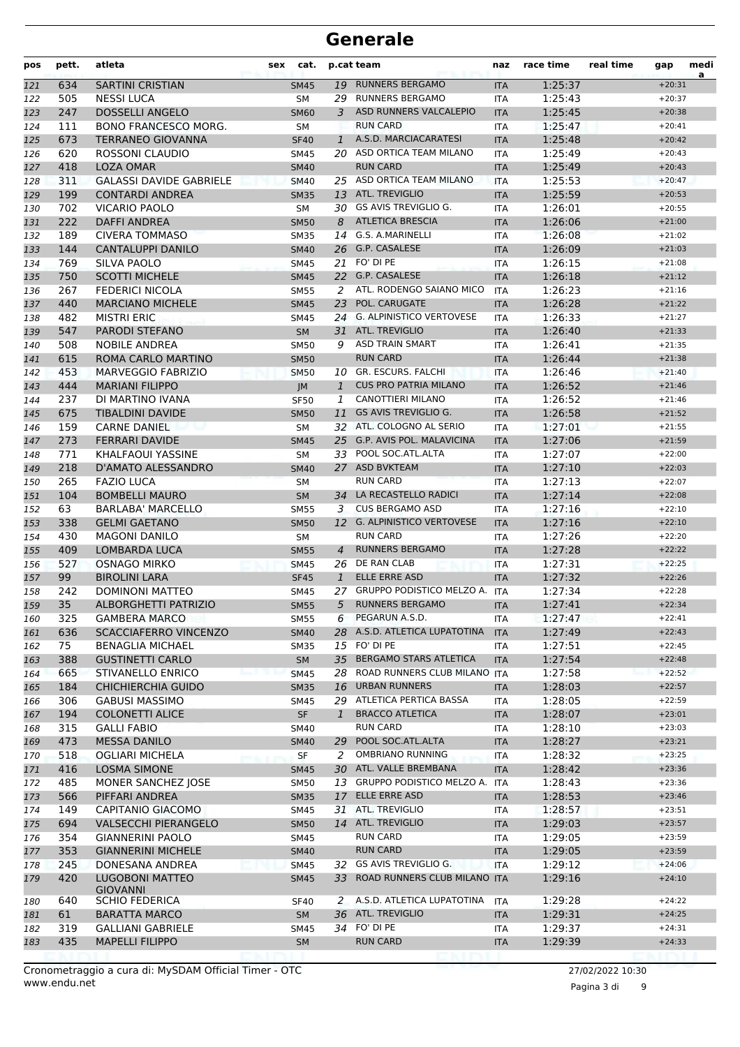# Generale

| pos | pett. | atleta | sex | cat. | p.cat | team | naz | race time | real time | gap | media |
|---|---|---|---|---|---|---|---|---|---|---|---|
| 121 | 634 | SARTINI CRISTIAN | | SM45 | 19 | RUNNERS BERGAMO | ITA | 1:25:37 | | +20:31 | |
| 122 | 505 | NESSI LUCA | | SM | 29 | RUNNERS BERGAMO | ITA | 1:25:43 | | +20:37 | |
| 123 | 247 | DOSSELLI ANGELO | | SM60 | 3 | ASD RUNNERS VALCALEPIO | ITA | 1:25:45 | | +20:38 | |
| 124 | 111 | BONO FRANCESCO MORG. | | SM | | RUN CARD | ITA | 1:25:47 | | +20:41 | |
| 125 | 673 | TERRANEO GIOVANNA | | SF40 | 1 | A.S.D. MARCIACARATESI | ITA | 1:25:48 | | +20:42 | |
| 126 | 620 | ROSSONI CLAUDIO | | SM45 | 20 | ASD ORTICA TEAM MILANO | ITA | 1:25:49 | | +20:43 | |
| 127 | 418 | LOZA OMAR | | SM40 | | RUN CARD | ITA | 1:25:49 | | +20:43 | |
| 128 | 311 | GALASSI DAVIDE GABRIELE | | SM40 | 25 | ASD ORTICA TEAM MILANO | ITA | 1:25:53 | | +20:47 | |
| 129 | 199 | CONTARDI ANDREA | | SM35 | 13 | ATL. TREVIGLIO | ITA | 1:25:59 | | +20:53 | |
| 130 | 702 | VICARIO PAOLO | | SM | 30 | GS AVIS TREVIGLIO G. | ITA | 1:26:01 | | +20:55 | |
| 131 | 222 | DAFFI ANDREA | | SM50 | 8 | ATLETICA BRESCIA | ITA | 1:26:06 | | +21:00 | |
| 132 | 189 | CIVERA TOMMASO | | SM35 | 14 | G.S. A.MARINELLI | ITA | 1:26:08 | | +21:02 | |
| 133 | 144 | CANTALUPPI DANILO | | SM40 | 26 | G.P. CASALESE | ITA | 1:26:09 | | +21:03 | |
| 134 | 769 | SILVA PAOLO | | SM45 | 21 | FO' DI PE | ITA | 1:26:15 | | +21:08 | |
| 135 | 750 | SCOTTI MICHELE | | SM45 | 22 | G.P. CASALESE | ITA | 1:26:18 | | +21:12 | |
| 136 | 267 | FEDERICI NICOLA | | SM55 | 2 | ATL. RODENGO SAIANO MICO | ITA | 1:26:23 | | +21:16 | |
| 137 | 440 | MARCIANO MICHELE | | SM45 | 23 | POL. CARUGATE | ITA | 1:26:28 | | +21:22 | |
| 138 | 482 | MISTRI ERIC | | SM45 | 24 | G. ALPINISTICO VERTOVESE | ITA | 1:26:33 | | +21:27 | |
| 139 | 547 | PARODI STEFANO | | SM | 31 | ATL. TREVIGLIO | ITA | 1:26:40 | | +21:33 | |
| 140 | 508 | NOBILE ANDREA | | SM50 | 9 | ASD TRAIN SMART | ITA | 1:26:41 | | +21:35 | |
| 141 | 615 | ROMA CARLO MARTINO | | SM50 | | RUN CARD | ITA | 1:26:44 | | +21:38 | |
| 142 | 453 | MARVEGGIO FABRIZIO | | SM50 | 10 | GR. ESCURS. FALCHI | ITA | 1:26:46 | | +21:40 | |
| 143 | 444 | MARIANI FILIPPO | | JM | 1 | CUS PRO PATRIA MILANO | ITA | 1:26:52 | | +21:46 | |
| 144 | 237 | DI MARTINO IVANA | | SF50 | 1 | CANOTTIERI MILANO | ITA | 1:26:52 | | +21:46 | |
| 145 | 675 | TIBALDINI DAVIDE | | SM50 | 11 | GS AVIS TREVIGLIO G. | ITA | 1:26:58 | | +21:52 | |
| 146 | 159 | CARNE DANIEL | | SM | 32 | ATL. COLOGNO AL SERIO | ITA | 1:27:01 | | +21:55 | |
| 147 | 273 | FERRARI DAVIDE | | SM45 | 25 | G.P. AVIS POL. MALAVICINA | ITA | 1:27:06 | | +21:59 | |
| 148 | 771 | KHALFAOUI YASSINE | | SM | 33 | POOL SOC.ATL.ALTA | ITA | 1:27:07 | | +22:00 | |
| 149 | 218 | D'AMATO ALESSANDRO | | SM40 | 27 | ASD BVKTEAM | ITA | 1:27:10 | | +22:03 | |
| 150 | 265 | FAZIO LUCA | | SM | | RUN CARD | ITA | 1:27:13 | | +22:07 | |
| 151 | 104 | BOMBELLI MAURO | | SM | 34 | LA RECASTELLO RADICI | ITA | 1:27:14 | | +22:08 | |
| 152 | 63 | BARLABA' MARCELLO | | SM55 | 3 | CUS BERGAMO ASD | ITA | 1:27:16 | | +22:10 | |
| 153 | 338 | GELMI GAETANO | | SM50 | 12 | G. ALPINISTICO VERTOVESE | ITA | 1:27:16 | | +22:10 | |
| 154 | 430 | MAGONI DANILO | | SM | | RUN CARD | ITA | 1:27:26 | | +22:20 | |
| 155 | 409 | LOMBARDA LUCA | | SM55 | 4 | RUNNERS BERGAMO | ITA | 1:27:28 | | +22:22 | |
| 156 | 527 | OSNAGO MIRKO | | SM45 | 26 | DE RAN CLAB | ITA | 1:27:31 | | +22:25 | |
| 157 | 99 | BIROLINI LARA | | SF45 | 1 | ELLE ERRE ASD | ITA | 1:27:32 | | +22:26 | |
| 158 | 242 | DOMINONI MATTEO | | SM45 | 27 | GRUPPO PODISTICO MELZO A. | ITA | 1:27:34 | | +22:28 | |
| 159 | 35 | ALBORGHETTI PATRIZIO | | SM55 | 5 | RUNNERS BERGAMO | ITA | 1:27:41 | | +22:34 | |
| 160 | 325 | GAMBERA MARCO | | SM55 | 6 | PEGARUN A.S.D. | ITA | 1:27:47 | | +22:41 | |
| 161 | 636 | SCACCIAFERRO VINCENZO | | SM40 | 28 | A.S.D. ATLETICA LUPATOTINA | ITA | 1:27:49 | | +22:43 | |
| 162 | 75 | BENAGLIA MICHAEL | | SM35 | 15 | FO' DI PE | ITA | 1:27:51 | | +22:45 | |
| 163 | 388 | GUSTINETTI CARLO | | SM | 35 | BERGAMO STARS ATLETICA | ITA | 1:27:54 | | +22:48 | |
| 164 | 665 | STIVANELLO ENRICO | | SM45 | 28 | ROAD RUNNERS CLUB MILANO | ITA | 1:27:58 | | +22:52 | |
| 165 | 184 | CHICHIERCHIA GUIDO | | SM35 | 16 | URBAN RUNNERS | ITA | 1:28:03 | | +22:57 | |
| 166 | 306 | GABUSI MASSIMO | | SM45 | 29 | ATLETICA PERTICA BASSA | ITA | 1:28:05 | | +22:59 | |
| 167 | 194 | COLONETTI ALICE | | SF | 1 | BRACCO ATLETICA | ITA | 1:28:07 | | +23:01 | |
| 168 | 315 | GALLI FABIO | | SM40 | | RUN CARD | ITA | 1:28:10 | | +23:03 | |
| 169 | 473 | MESSA DANILO | | SM40 | 29 | POOL SOC.ATL.ALTA | ITA | 1:28:27 | | +23:21 | |
| 170 | 518 | OGLIARI MICHELA | | SF | 2 | OMBRIANO RUNNING | ITA | 1:28:32 | | +23:25 | |
| 171 | 416 | LOSMA SIMONE | | SM45 | 30 | ATL. VALLE BREMBANA | ITA | 1:28:42 | | +23:36 | |
| 172 | 485 | MONER SANCHEZ JOSE | | SM50 | 13 | GRUPPO PODISTICO MELZO A. | ITA | 1:28:43 | | +23:36 | |
| 173 | 566 | PIFFARI ANDREA | | SM35 | 17 | ELLE ERRE ASD | ITA | 1:28:53 | | +23:46 | |
| 174 | 149 | CAPITANIO GIACOMO | | SM45 | 31 | ATL. TREVIGLIO | ITA | 1:28:57 | | +23:51 | |
| 175 | 694 | VALSECCHI PIERANGELO | | SM50 | 14 | ATL. TREVIGLIO | ITA | 1:29:03 | | +23:57 | |
| 176 | 354 | GIANNERINI PAOLO | | SM45 | | RUN CARD | ITA | 1:29:05 | | +23:59 | |
| 177 | 353 | GIANNERINI MICHELE | | SM40 | | RUN CARD | ITA | 1:29:05 | | +23:59 | |
| 178 | 245 | DONESANA ANDREA | | SM45 | 32 | GS AVIS TREVIGLIO G. | ITA | 1:29:12 | | +24:06 | |
| 179 | 420 | LUGOBONI MATTEO GIOVANNI | | SM45 | 33 | ROAD RUNNERS CLUB MILANO | ITA | 1:29:16 | | +24:10 | |
| 180 | 640 | SCHIO FEDERICA | | SF40 | 2 | A.S.D. ATLETICA LUPATOTINA | ITA | 1:29:28 | | +24:22 | |
| 181 | 61 | BARATTA MARCO | | SM | 36 | ATL. TREVIGLIO | ITA | 1:29:31 | | +24:25 | |
| 182 | 319 | GALLIANI GABRIELE | | SM45 | 34 | FO' DI PE | ITA | 1:29:37 | | +24:31 | |
| 183 | 435 | MAPELLI FILIPPO | | SM | | RUN CARD | ITA | 1:29:39 | | +24:33 | |

Cronometraggio a cura di: MySDAM Official Timer - OTC
www.endu.net

27/02/2022 10:30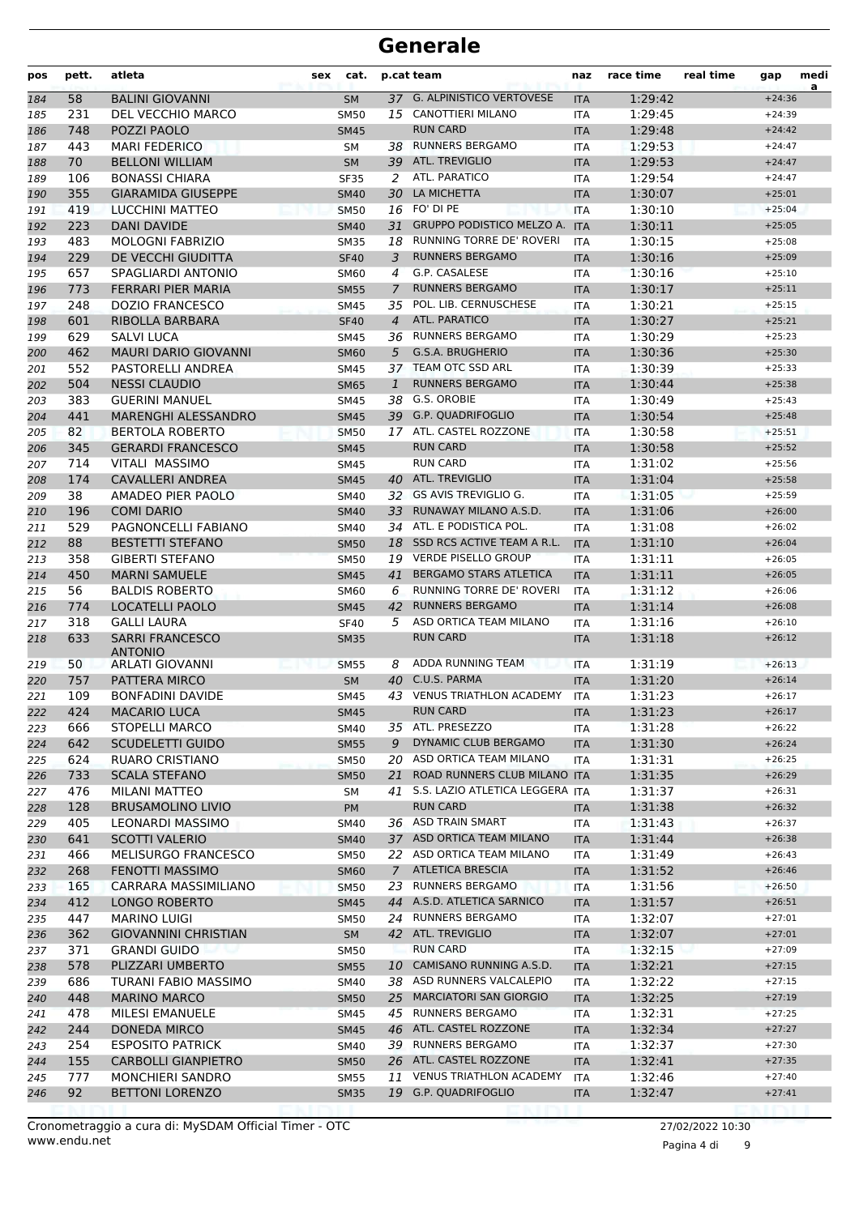# Generale

| pos | pett. | atleta | sex | cat. | p.cat | team | naz | race time | real time | gap | media |
|---|---|---|---|---|---|---|---|---|---|---|---|
| 184 | 58 | BALINI GIOVANNI | | SM | 37 | G. ALPINISTICO VERTOVESE | ITA | 1:29:42 | | +24:36 | |
| 185 | 231 | DEL VECCHIO MARCO | | SM50 | 15 | CANOTTIERI MILANO | ITA | 1:29:45 | | +24:39 | |
| 186 | 748 | POZZI PAOLO | | SM45 | | RUN CARD | ITA | 1:29:48 | | +24:42 | |
| 187 | 443 | MARI FEDERICO | | SM | 38 | RUNNERS BERGAMO | ITA | 1:29:53 | | +24:47 | |
| 188 | 70 | BELLONI WILLIAM | | SM | 39 | ATL. TREVIGLIO | ITA | 1:29:53 | | +24:47 | |
| 189 | 106 | BONASSI CHIARA | | SF35 | 2 | ATL. PARATICO | ITA | 1:29:54 | | +24:47 | |
| 190 | 355 | GIARAMIDA GIUSEPPE | | SM40 | 30 | LA MICHETTA | ITA | 1:30:07 | | +25:01 | |
| 191 | 419 | LUCCHINI MATTEO | | SM50 | 16 | FO' DI PE | ITA | 1:30:10 | | +25:04 | |
| 192 | 223 | DANI DAVIDE | | SM40 | 31 | GRUPPO PODISTICO MELZO A. | ITA | 1:30:11 | | +25:05 | |
| 193 | 483 | MOLOGNI FABRIZIO | | SM35 | 18 | RUNNING TORRE DE' ROVERI | ITA | 1:30:15 | | +25:08 | |
| 194 | 229 | DE VECCHI GIUDITTA | | SF40 | 3 | RUNNERS BERGAMO | ITA | 1:30:16 | | +25:09 | |
| 195 | 657 | SPAGLIARDI ANTONIO | | SM60 | 4 | G.P. CASALESE | ITA | 1:30:16 | | +25:10 | |
| 196 | 773 | FERRARI PIER MARIA | | SM55 | 7 | RUNNERS BERGAMO | ITA | 1:30:17 | | +25:11 | |
| 197 | 248 | DOZIO FRANCESCO | | SM45 | 35 | POL. LIB. CERNUSCHESE | ITA | 1:30:21 | | +25:15 | |
| 198 | 601 | RIBOLLA BARBARA | | SF40 | 4 | ATL. PARATICO | ITA | 1:30:27 | | +25:21 | |
| 199 | 629 | SALVI LUCA | | SM45 | 36 | RUNNERS BERGAMO | ITA | 1:30:29 | | +25:23 | |
| 200 | 462 | MAURI DARIO GIOVANNI | | SM60 | 5 | G.S.A. BRUGHERIO | ITA | 1:30:36 | | +25:30 | |
| 201 | 552 | PASTORELLI ANDREA | | SM45 | 37 | TEAM OTC SSD ARL | ITA | 1:30:39 | | +25:33 | |
| 202 | 504 | NESSI CLAUDIO | | SM65 | 1 | RUNNERS BERGAMO | ITA | 1:30:44 | | +25:38 | |
| 203 | 383 | GUERINI MANUEL | | SM45 | 38 | G.S. OROBIE | ITA | 1:30:49 | | +25:43 | |
| 204 | 441 | MARENGHI ALESSANDRO | | SM45 | 39 | G.P. QUADRIFOGLIO | ITA | 1:30:54 | | +25:48 | |
| 205 | 82 | BERTOLA ROBERTO | | SM50 | 17 | ATL. CASTEL ROZZONE | ITA | 1:30:58 | | +25:51 | |
| 206 | 345 | GERARDI FRANCESCO | | SM45 | | RUN CARD | ITA | 1:30:58 | | +25:52 | |
| 207 | 714 | VITALI MASSIMO | | SM45 | | RUN CARD | ITA | 1:31:02 | | +25:56 | |
| 208 | 174 | CAVALLERI ANDREA | | SM45 | 40 | ATL. TREVIGLIO | ITA | 1:31:04 | | +25:58 | |
| 209 | 38 | AMADEO PIER PAOLO | | SM40 | 32 | GS AVIS TREVIGLIO G. | ITA | 1:31:05 | | +25:59 | |
| 210 | 196 | COMI DARIO | | SM40 | 33 | RUNAWAY MILANO A.S.D. | ITA | 1:31:06 | | +26:00 | |
| 211 | 529 | PAGNONCELLI FABIANO | | SM40 | 34 | ATL. E PODISTICA POL. | ITA | 1:31:08 | | +26:02 | |
| 212 | 88 | BESTETTI STEFANO | | SM50 | 18 | SSD RCS ACTIVE TEAM A R.L. | ITA | 1:31:10 | | +26:04 | |
| 213 | 358 | GIBERTI STEFANO | | SM50 | 19 | VERDE PISELLO GROUP | ITA | 1:31:11 | | +26:05 | |
| 214 | 450 | MARNI SAMUELE | | SM45 | 41 | BERGAMO STARS ATLETICA | ITA | 1:31:11 | | +26:05 | |
| 215 | 56 | BALDIS ROBERTO | | SM60 | 6 | RUNNING TORRE DE' ROVERI | ITA | 1:31:12 | | +26:06 | |
| 216 | 774 | LOCATELLI PAOLO | | SM45 | 42 | RUNNERS BERGAMO | ITA | 1:31:14 | | +26:08 | |
| 217 | 318 | GALLI LAURA | | SF40 | 5 | ASD ORTICA TEAM MILANO | ITA | 1:31:16 | | +26:10 | |
| 218 | 633 | SARRI FRANCESCO ANTONIO | | SM35 | | RUN CARD | ITA | 1:31:18 | | +26:12 | |
| 219 | 50 | ARLATI GIOVANNI | | SM55 | 8 | ADDA RUNNING TEAM | ITA | 1:31:19 | | +26:13 | |
| 220 | 757 | PATTERA MIRCO | | SM | 40 | C.U.S. PARMA | ITA | 1:31:20 | | +26:14 | |
| 221 | 109 | BONFADINI DAVIDE | | SM45 | 43 | VENUS TRIATHLON ACADEMY | ITA | 1:31:23 | | +26:17 | |
| 222 | 424 | MACARIO LUCA | | SM45 | | RUN CARD | ITA | 1:31:23 | | +26:17 | |
| 223 | 666 | STOPELLI MARCO | | SM40 | 35 | ATL. PRESEZZO | ITA | 1:31:28 | | +26:22 | |
| 224 | 642 | SCUDELETTI GUIDO | | SM55 | 9 | DYNAMIC CLUB BERGAMO | ITA | 1:31:30 | | +26:24 | |
| 225 | 624 | RUARO CRISTIANO | | SM50 | 20 | ASD ORTICA TEAM MILANO | ITA | 1:31:31 | | +26:25 | |
| 226 | 733 | SCALA STEFANO | | SM50 | 21 | ROAD RUNNERS CLUB MILANO | ITA | 1:31:35 | | +26:29 | |
| 227 | 476 | MILANI MATTEO | | SM | 41 | S.S. LAZIO ATLETICA LEGGERA | ITA | 1:31:37 | | +26:31 | |
| 228 | 128 | BRUSAMOLINO LIVIO | | PM | | RUN CARD | ITA | 1:31:38 | | +26:32 | |
| 229 | 405 | LEONARDI MASSIMO | | SM40 | 36 | ASD TRAIN SMART | ITA | 1:31:43 | | +26:37 | |
| 230 | 641 | SCOTTI VALERIO | | SM40 | 37 | ASD ORTICA TEAM MILANO | ITA | 1:31:44 | | +26:38 | |
| 231 | 466 | MELISURGO FRANCESCO | | SM50 | 22 | ASD ORTICA TEAM MILANO | ITA | 1:31:49 | | +26:43 | |
| 232 | 268 | FENOTTI MASSIMO | | SM60 | 7 | ATLETICA BRESCIA | ITA | 1:31:52 | | +26:46 | |
| 233 | 165 | CARRARA MASSIMILIANO | | SM50 | 23 | RUNNERS BERGAMO | ITA | 1:31:56 | | +26:50 | |
| 234 | 412 | LONGO ROBERTO | | SM45 | 44 | A.S.D. ATLETICA SARNICO | ITA | 1:31:57 | | +26:51 | |
| 235 | 447 | MARINO LUIGI | | SM50 | 24 | RUNNERS BERGAMO | ITA | 1:32:07 | | +27:01 | |
| 236 | 362 | GIOVANNINI CHRISTIAN | | SM | 42 | ATL. TREVIGLIO | ITA | 1:32:07 | | +27:01 | |
| 237 | 371 | GRANDI GUIDO | | SM50 | | RUN CARD | ITA | 1:32:15 | | +27:09 | |
| 238 | 578 | PLIZZARI UMBERTO | | SM55 | 10 | CAMISANO RUNNING A.S.D. | ITA | 1:32:21 | | +27:15 | |
| 239 | 686 | TURANI FABIO MASSIMO | | SM40 | 38 | ASD RUNNERS VALCALEPIO | ITA | 1:32:22 | | +27:15 | |
| 240 | 448 | MARINO MARCO | | SM50 | 25 | MARCIATORI SAN GIORGIO | ITA | 1:32:25 | | +27:19 | |
| 241 | 478 | MILESI EMANUELE | | SM45 | 45 | RUNNERS BERGAMO | ITA | 1:32:31 | | +27:25 | |
| 242 | 244 | DONEDA MIRCO | | SM45 | 46 | ATL. CASTEL ROZZONE | ITA | 1:32:34 | | +27:27 | |
| 243 | 254 | ESPOSITO PATRICK | | SM40 | 39 | RUNNERS BERGAMO | ITA | 1:32:37 | | +27:30 | |
| 244 | 155 | CARBOLLI GIANPIETRO | | SM50 | 26 | ATL. CASTEL ROZZONE | ITA | 1:32:41 | | +27:35 | |
| 245 | 777 | MONCHIERI SANDRO | | SM55 | 11 | VENUS TRIATHLON ACADEMY | ITA | 1:32:46 | | +27:40 | |
| 246 | 92 | BETTONI LORENZO | | SM35 | 19 | G.P. QUADRIFOGLIO | ITA | 1:32:47 | | +27:41 | |

Cronometraggio a cura di: MySDAM Official Timer - OTC
www.endu.net

27/02/2022 10:30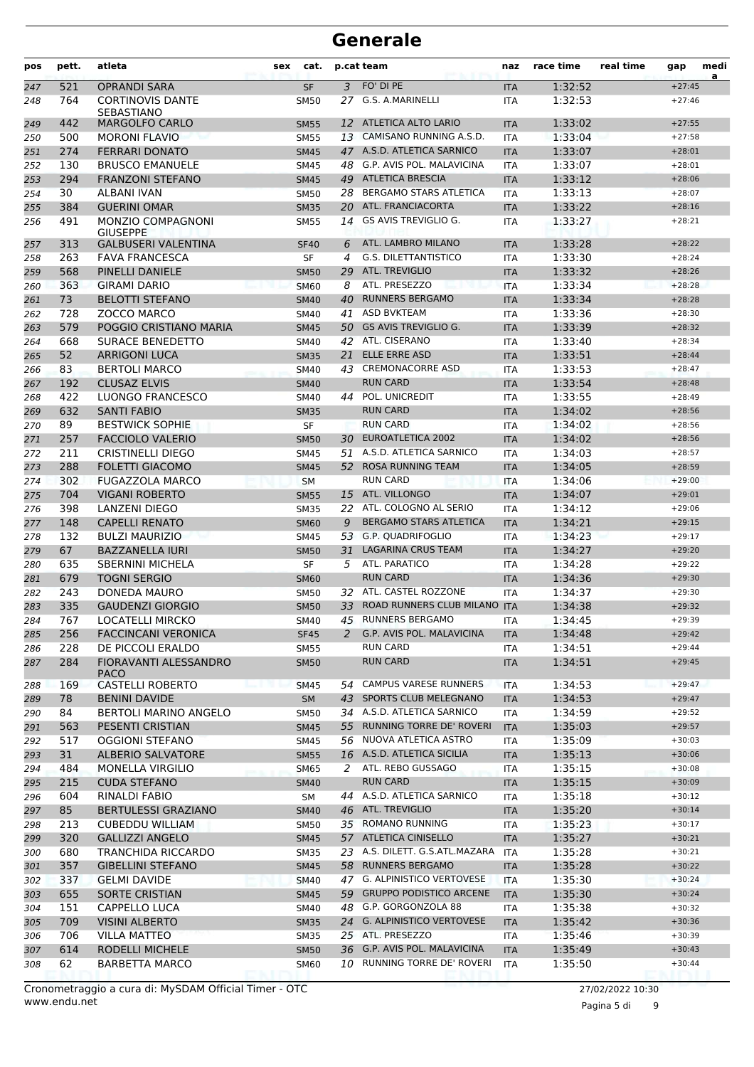# Generale

| pos | pett. | atleta | sex | cat. | p.cat | team | naz | race time | real time | gap | media |
|---|---|---|---|---|---|---|---|---|---|---|---|
| 247 | 521 | OPRANDI SARA | | SF | 3 | FO' DI PE | ITA | 1:32:52 | | +27:45 | |
| 248 | 764 | CORTINOVIS DANTE SEBASTIANO | | SM50 | 27 | G.S. A.MARINELLI | ITA | 1:32:53 | | +27:46 | |
| 249 | 442 | MARGOLFO CARLO | | SM55 | 12 | ATLETICA ALTO LARIO | ITA | 1:33:02 | | +27:55 | |
| 250 | 500 | MORONI FLAVIO | | SM55 | 13 | CAMISANO RUNNING A.S.D. | ITA | 1:33:04 | | +27:58 | |
| 251 | 274 | FERRARI DONATO | | SM45 | 47 | A.S.D. ATLETICA SARNICO | ITA | 1:33:07 | | +28:01 | |
| 252 | 130 | BRUSCO EMANUELE | | SM45 | 48 | G.P. AVIS POL. MALAVICINA | ITA | 1:33:07 | | +28:01 | |
| 253 | 294 | FRANZONI STEFANO | | SM45 | 49 | ATLETICA BRESCIA | ITA | 1:33:12 | | +28:06 | |
| 254 | 30 | ALBANI IVAN | | SM50 | 28 | BERGAMO STARS ATLETICA | ITA | 1:33:13 | | +28:07 | |
| 255 | 384 | GUERINI OMAR | | SM35 | 20 | ATL. FRANCIACORTA | ITA | 1:33:22 | | +28:16 | |
| 256 | 491 | MONZIO COMPAGNONI GIUSEPPE | | SM55 | 14 | GS AVIS TREVIGLIO G. | ITA | 1:33:27 | | +28:21 | |
| 257 | 313 | GALBUSERI VALENTINA | | SF40 | 6 | ATL. LAMBRO MILANO | ITA | 1:33:28 | | +28:22 | |
| 258 | 263 | FAVA FRANCESCA | | SF | 4 | G.S. DILETTANTISTICO | ITA | 1:33:30 | | +28:24 | |
| 259 | 568 | PINELLI DANIELE | | SM50 | 29 | ATL. TREVIGLIO | ITA | 1:33:32 | | +28:26 | |
| 260 | 363 | GIRAMI DARIO | | SM60 | 8 | ATL. PRESEZZO | ITA | 1:33:34 | | +28:28 | |
| 261 | 73 | BELOTTI STEFANO | | SM40 | 40 | RUNNERS BERGAMO | ITA | 1:33:34 | | +28:28 | |
| 262 | 728 | ZOCCO MARCO | | SM40 | 41 | ASD BVKTEAM | ITA | 1:33:36 | | +28:30 | |
| 263 | 579 | POGGIO CRISTIANO MARIA | | SM45 | 50 | GS AVIS TREVIGLIO G. | ITA | 1:33:39 | | +28:32 | |
| 264 | 668 | SURACE BENEDETTO | | SM40 | 42 | ATL. CISERANO | ITA | 1:33:40 | | +28:34 | |
| 265 | 52 | ARRIGONI LUCA | | SM35 | 21 | ELLE ERRE ASD | ITA | 1:33:51 | | +28:44 | |
| 266 | 83 | BERTOLI MARCO | | SM40 | 43 | CREMONACORRE ASD | ITA | 1:33:53 | | +28:47 | |
| 267 | 192 | CLUSAZ ELVIS | | SM40 | | RUN CARD | ITA | 1:33:54 | | +28:48 | |
| 268 | 422 | LUONGO FRANCESCO | | SM40 | 44 | POL. UNICREDIT | ITA | 1:33:55 | | +28:49 | |
| 269 | 632 | SANTI FABIO | | SM35 | | RUN CARD | ITA | 1:34:02 | | +28:56 | |
| 270 | 89 | BESTWICK SOPHIE | | SF | | RUN CARD | ITA | 1:34:02 | | +28:56 | |
| 271 | 257 | FACCIOLO VALERIO | | SM50 | 30 | EUROATLETICA 2002 | ITA | 1:34:02 | | +28:56 | |
| 272 | 211 | CRISTINELLI DIEGO | | SM45 | 51 | A.S.D. ATLETICA SARNICO | ITA | 1:34:03 | | +28:57 | |
| 273 | 288 | FOLETTI GIACOMO | | SM45 | 52 | ROSA RUNNING TEAM | ITA | 1:34:05 | | +28:59 | |
| 274 | 302 | FUGAZZOLA MARCO | | SM | | RUN CARD | ITA | 1:34:06 | | +29:00 | |
| 275 | 704 | VIGANI ROBERTO | | SM55 | 15 | ATL. VILLONGO | ITA | 1:34:07 | | +29:01 | |
| 276 | 398 | LANZENI DIEGO | | SM35 | 22 | ATL. COLOGNO AL SERIO | ITA | 1:34:12 | | +29:06 | |
| 277 | 148 | CAPELLI RENATO | | SM60 | 9 | BERGAMO STARS ATLETICA | ITA | 1:34:21 | | +29:15 | |
| 278 | 132 | BULZI MAURIZIO | | SM45 | 53 | G.P. QUADRIFOGLIO | ITA | 1:34:23 | | +29:17 | |
| 279 | 67 | BAZZANELLA IURI | | SM50 | 31 | LAGARINA CRUS TEAM | ITA | 1:34:27 | | +29:20 | |
| 280 | 635 | SBERNINI MICHELA | | SF | 5 | ATL. PARATICO | ITA | 1:34:28 | | +29:22 | |
| 281 | 679 | TOGNI SERGIO | | SM60 | | RUN CARD | ITA | 1:34:36 | | +29:30 | |
| 282 | 243 | DONEDA MAURO | | SM50 | 32 | ATL. CASTEL ROZZONE | ITA | 1:34:37 | | +29:30 | |
| 283 | 335 | GAUDENZI GIORGIO | | SM50 | 33 | ROAD RUNNERS CLUB MILANO | ITA | 1:34:38 | | +29:32 | |
| 284 | 767 | LOCATELLI MIRCKO | | SM40 | 45 | RUNNERS BERGAMO | ITA | 1:34:45 | | +29:39 | |
| 285 | 256 | FACCINCANI VERONICA | | SF45 | 2 | G.P. AVIS POL. MALAVICINA | ITA | 1:34:48 | | +29:42 | |
| 286 | 228 | DE PICCOLI ERALDO | | SM55 | | RUN CARD | ITA | 1:34:51 | | +29:44 | |
| 287 | 284 | FIORAVANTI ALESSANDRO PACO | | SM50 | | RUN CARD | ITA | 1:34:51 | | +29:45 | |
| 288 | 169 | CASTELLI ROBERTO | | SM45 | 54 | CAMPUS VARESE RUNNERS | ITA | 1:34:53 | | +29:47 | |
| 289 | 78 | BENINI DAVIDE | | SM | 43 | SPORTS CLUB MELEGNANO | ITA | 1:34:53 | | +29:47 | |
| 290 | 84 | BERTOLI MARINO ANGELO | | SM50 | 34 | A.S.D. ATLETICA SARNICO | ITA | 1:34:59 | | +29:52 | |
| 291 | 563 | PESENTI CRISTIAN | | SM45 | 55 | RUNNING TORRE DE' ROVERI | ITA | 1:35:03 | | +29:57 | |
| 292 | 517 | OGGIONI STEFANO | | SM45 | 56 | NUOVA ATLETICA ASTRO | ITA | 1:35:09 | | +30:03 | |
| 293 | 31 | ALBERIO SALVATORE | | SM55 | 16 | A.S.D. ATLETICA SICILIA | ITA | 1:35:13 | | +30:06 | |
| 294 | 484 | MONELLA VIRGILIO | | SM65 | 2 | ATL. REBO GUSSAGO | ITA | 1:35:15 | | +30:08 | |
| 295 | 215 | CUDA STEFANO | | SM40 | | RUN CARD | ITA | 1:35:15 | | +30:09 | |
| 296 | 604 | RINALDI FABIO | | SM | 44 | A.S.D. ATLETICA SARNICO | ITA | 1:35:18 | | +30:12 | |
| 297 | 85 | BERTULESSI GRAZIANO | | SM40 | 46 | ATL. TREVIGLIO | ITA | 1:35:20 | | +30:14 | |
| 298 | 213 | CUBEDDU WILLIAM | | SM50 | 35 | ROMANO RUNNING | ITA | 1:35:23 | | +30:17 | |
| 299 | 320 | GALLIZZI ANGELO | | SM45 | 57 | ATLETICA CINISELLO | ITA | 1:35:27 | | +30:21 | |
| 300 | 680 | TRANCHIDA RICCARDO | | SM35 | 23 | A.S. DILETT. G.S.ATL.MAZARA | ITA | 1:35:28 | | +30:21 | |
| 301 | 357 | GIBELLINI STEFANO | | SM45 | 58 | RUNNERS BERGAMO | ITA | 1:35:28 | | +30:22 | |
| 302 | 337 | GELMI DAVIDE | | SM40 | 47 | G. ALPINISTICO VERTOVESE | ITA | 1:35:30 | | +30:24 | |
| 303 | 655 | SORTE CRISTIAN | | SM45 | 59 | GRUPPO PODISTICO ARCENE | ITA | 1:35:30 | | +30:24 | |
| 304 | 151 | CAPPELLO LUCA | | SM40 | 48 | G.P. GORGONZOLA 88 | ITA | 1:35:38 | | +30:32 | |
| 305 | 709 | VISINI ALBERTO | | SM35 | 24 | G. ALPINISTICO VERTOVESE | ITA | 1:35:42 | | +30:36 | |
| 306 | 706 | VILLA MATTEO | | SM35 | 25 | ATL. PRESEZZO | ITA | 1:35:46 | | +30:39 | |
| 307 | 614 | RODELLI MICHELE | | SM50 | 36 | G.P. AVIS POL. MALAVICINA | ITA | 1:35:49 | | +30:43 | |
| 308 | 62 | BARBETTA MARCO | | SM60 | 10 | RUNNING TORRE DE' ROVERI | ITA | 1:35:50 | | +30:44 | |

Cronometraggio a cura di: MySDAM Official Timer - OTC
www.endu.net

27/02/2022 10:30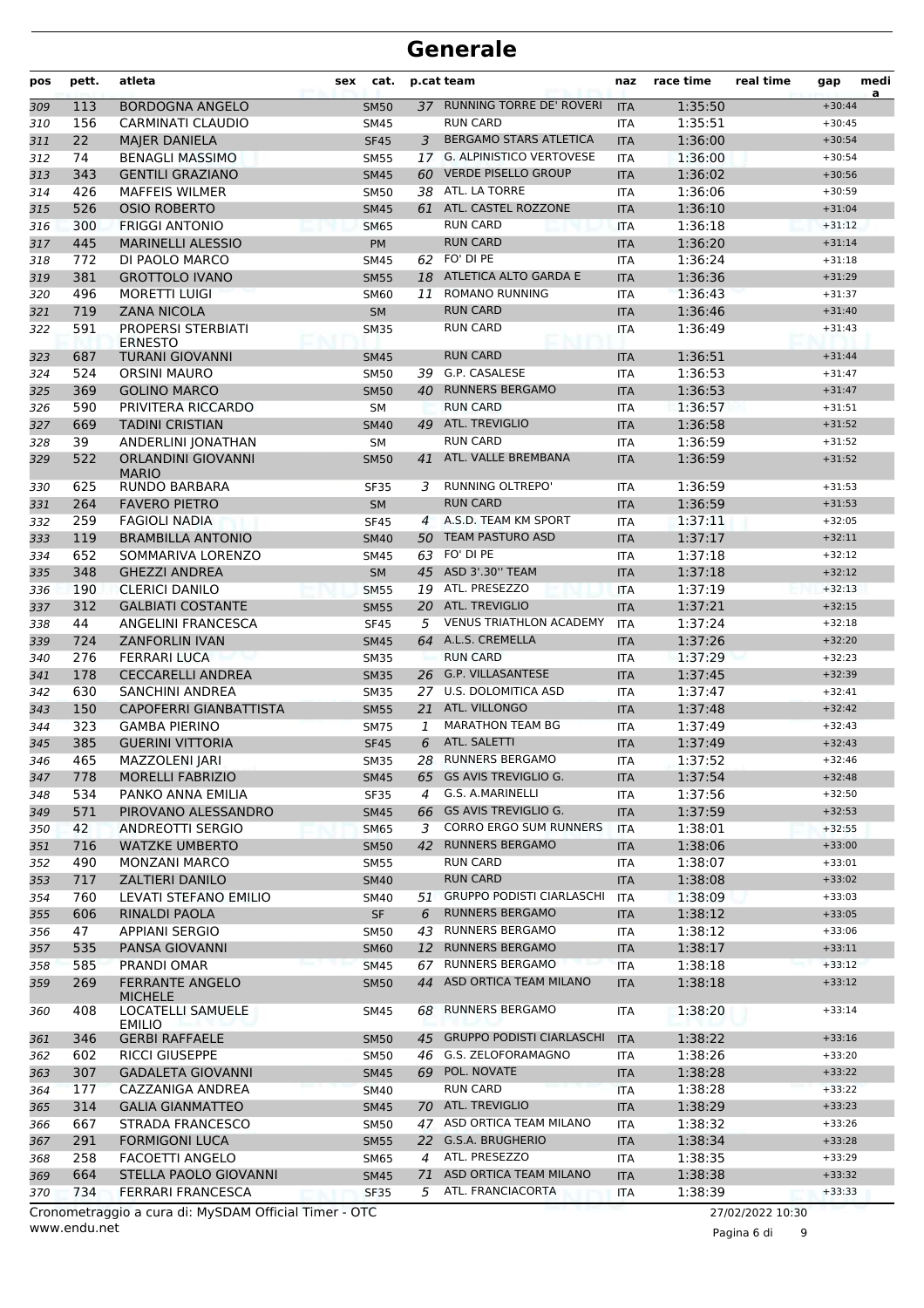# Generale

| pos | pett. | atleta | sex | cat. | p.cat | team | naz | race time | real time | gap | media |
|---|---|---|---|---|---|---|---|---|---|---|---|
| 309 | 113 | BORDOGNA ANGELO | | SM50 | 37 | RUNNING TORRE DE' ROVERI | ITA | 1:35:50 | | +30:44 | |
| 310 | 156 | CARMINATI CLAUDIO | | SM45 | | RUN CARD | ITA | 1:35:51 | | +30:45 | |
| 311 | 22 | MAJER DANIELA | | SF45 | 3 | BERGAMO STARS ATLETICA | ITA | 1:36:00 | | +30:54 | |
| 312 | 74 | BENAGLI MASSIMO | | SM55 | 17 | G. ALPINISTICO VERTOVESE | ITA | 1:36:00 | | +30:54 | |
| 313 | 343 | GENTILI GRAZIANO | | SM45 | 60 | VERDE PISELLO GROUP | ITA | 1:36:02 | | +30:56 | |
| 314 | 426 | MAFFEIS WILMER | | SM50 | 38 | ATL. LA TORRE | ITA | 1:36:06 | | +30:59 | |
| 315 | 526 | OSIO ROBERTO | | SM45 | 61 | ATL. CASTEL ROZZONE | ITA | 1:36:10 | | +31:04 | |
| 316 | 300 | FRIGGI ANTONIO | | SM65 | | RUN CARD | ITA | 1:36:18 | | +31:12 | |
| 317 | 445 | MARINELLI ALESSIO | | PM | | RUN CARD | ITA | 1:36:20 | | +31:14 | |
| 318 | 772 | DI PAOLO MARCO | | SM45 | 62 | FO' DI PE | ITA | 1:36:24 | | +31:18 | |
| 319 | 381 | GROTTOLO IVANO | | SM55 | 18 | ATLETICA ALTO GARDA E | ITA | 1:36:36 | | +31:29 | |
| 320 | 496 | MORETTI LUIGI | | SM60 | 11 | ROMANO RUNNING | ITA | 1:36:43 | | +31:37 | |
| 321 | 719 | ZANA NICOLA | | SM | | RUN CARD | ITA | 1:36:46 | | +31:40 | |
| 322 | 591 | PROPERSI STERBIATI ERNESTO | | SM35 | | RUN CARD | ITA | 1:36:49 | | +31:43 | |
| 323 | 687 | TURANI GIOVANNI | | SM45 | | RUN CARD | ITA | 1:36:51 | | +31:44 | |
| 324 | 524 | ORSINI MAURO | | SM50 | 39 | G.P. CASALESE | ITA | 1:36:53 | | +31:47 | |
| 325 | 369 | GOLINO MARCO | | SM50 | 40 | RUNNERS BERGAMO | ITA | 1:36:53 | | +31:47 | |
| 326 | 590 | PRIVITERA RICCARDO | | SM | | RUN CARD | ITA | 1:36:57 | | +31:51 | |
| 327 | 669 | TADINI CRISTIAN | | SM40 | 49 | ATL. TREVIGLIO | ITA | 1:36:58 | | +31:52 | |
| 328 | 39 | ANDERLINI JONATHAN | | SM | | RUN CARD | ITA | 1:36:59 | | +31:52 | |
| 329 | 522 | ORLANDINI GIOVANNI MARIO | | SM50 | 41 | ATL. VALLE BREMBANA | ITA | 1:36:59 | | +31:52 | |
| 330 | 625 | RUNDO BARBARA | | SF35 | 3 | RUNNING OLTREPO' | ITA | 1:36:59 | | +31:53 | |
| 331 | 264 | FAVERO PIETRO | | SM | | RUN CARD | ITA | 1:36:59 | | +31:53 | |
| 332 | 259 | FAGIOLI NADIA | | SF45 | 4 | A.S.D. TEAM KM SPORT | ITA | 1:37:11 | | +32:05 | |
| 333 | 119 | BRAMBILLA ANTONIO | | SM40 | 50 | TEAM PASTURO ASD | ITA | 1:37:17 | | +32:11 | |
| 334 | 652 | SOMMARIVA LORENZO | | SM45 | 63 | FO' DI PE | ITA | 1:37:18 | | +32:12 | |
| 335 | 348 | GHEZZI ANDREA | | SM | 45 | ASD 3'.30'' TEAM | ITA | 1:37:18 | | +32:12 | |
| 336 | 190 | CLERICI DANILO | | SM55 | 19 | ATL. PRESEZZO | ITA | 1:37:19 | | +32:13 | |
| 337 | 312 | GALBIATI COSTANTE | | SM55 | 20 | ATL. TREVIGLIO | ITA | 1:37:21 | | +32:15 | |
| 338 | 44 | ANGELINI FRANCESCA | | SF45 | 5 | VENUS TRIATHLON ACADEMY | ITA | 1:37:24 | | +32:18 | |
| 339 | 724 | ZANFORLIN IVAN | | SM45 | 64 | A.L.S. CREMELLA | ITA | 1:37:26 | | +32:20 | |
| 340 | 276 | FERRARI LUCA | | SM35 | | RUN CARD | ITA | 1:37:29 | | +32:23 | |
| 341 | 178 | CECCARELLI ANDREA | | SM35 | 26 | G.P. VILLASANTESE | ITA | 1:37:45 | | +32:39 | |
| 342 | 630 | SANCHINI ANDREA | | SM35 | 27 | U.S. DOLOMITICA ASD | ITA | 1:37:47 | | +32:41 | |
| 343 | 150 | CAPOFERRI GIANBATTISTA | | SM55 | 21 | ATL. VILLONGO | ITA | 1:37:48 | | +32:42 | |
| 344 | 323 | GAMBA PIERINO | | SM75 | 1 | MARATHON TEAM BG | ITA | 1:37:49 | | +32:43 | |
| 345 | 385 | GUERINI VITTORIA | | SF45 | 6 | ATL. SALETTI | ITA | 1:37:49 | | +32:43 | |
| 346 | 465 | MAZZOLENI JARI | | SM35 | 28 | RUNNERS BERGAMO | ITA | 1:37:52 | | +32:46 | |
| 347 | 778 | MORELLI FABRIZIO | | SM45 | 65 | GS AVIS TREVIGLIO G. | ITA | 1:37:54 | | +32:48 | |
| 348 | 534 | PANKO ANNA EMILIA | | SF35 | 4 | G.S. A.MARINELLI | ITA | 1:37:56 | | +32:50 | |
| 349 | 571 | PIROVANO ALESSANDRO | | SM45 | 66 | GS AVIS TREVIGLIO G. | ITA | 1:37:59 | | +32:53 | |
| 350 | 42 | ANDREOTTI SERGIO | | SM65 | 3 | CORRO ERGO SUM RUNNERS | ITA | 1:38:01 | | +32:55 | |
| 351 | 716 | WATZKE UMBERTO | | SM50 | 42 | RUNNERS BERGAMO | ITA | 1:38:06 | | +33:00 | |
| 352 | 490 | MONZANI MARCO | | SM55 | | RUN CARD | ITA | 1:38:07 | | +33:01 | |
| 353 | 717 | ZALTIERI DANILO | | SM40 | | RUN CARD | ITA | 1:38:08 | | +33:02 | |
| 354 | 760 | LEVATI STEFANO EMILIO | | SM40 | 51 | GRUPPO PODISTI CIARLASCHI | ITA | 1:38:09 | | +33:03 | |
| 355 | 606 | RINALDI PAOLA | | SF | 6 | RUNNERS BERGAMO | ITA | 1:38:12 | | +33:05 | |
| 356 | 47 | APPIANI SERGIO | | SM50 | 43 | RUNNERS BERGAMO | ITA | 1:38:12 | | +33:06 | |
| 357 | 535 | PANSA GIOVANNI | | SM60 | 12 | RUNNERS BERGAMO | ITA | 1:38:17 | | +33:11 | |
| 358 | 585 | PRANDI OMAR | | SM45 | 67 | RUNNERS BERGAMO | ITA | 1:38:18 | | +33:12 | |
| 359 | 269 | FERRANTE ANGELO MICHELE | | SM50 | 44 | ASD ORTICA TEAM MILANO | ITA | 1:38:18 | | +33:12 | |
| 360 | 408 | LOCATELLI SAMUELE EMILIO | | SM45 | 68 | RUNNERS BERGAMO | ITA | 1:38:20 | | +33:14 | |
| 361 | 346 | GERBI RAFFAELE | | SM50 | 45 | GRUPPO PODISTI CIARLASCHI | ITA | 1:38:22 | | +33:16 | |
| 362 | 602 | RICCI GIUSEPPE | | SM50 | 46 | G.S. ZELOFORAMAGNO | ITA | 1:38:26 | | +33:20 | |
| 363 | 307 | GADALETA GIOVANNI | | SM45 | 69 | POL. NOVATE | ITA | 1:38:28 | | +33:22 | |
| 364 | 177 | CAZZANIGA ANDREA | | SM40 | | RUN CARD | ITA | 1:38:28 | | +33:22 | |
| 365 | 314 | GALIA GIANMATTEO | | SM45 | 70 | ATL. TREVIGLIO | ITA | 1:38:29 | | +33:23 | |
| 366 | 667 | STRADA FRANCESCO | | SM50 | 47 | ASD ORTICA TEAM MILANO | ITA | 1:38:32 | | +33:26 | |
| 367 | 291 | FORMIGONI LUCA | | SM55 | 22 | G.S.A. BRUGHERIO | ITA | 1:38:34 | | +33:28 | |
| 368 | 258 | FACOETTI ANGELO | | SM65 | 4 | ATL. PRESEZZO | ITA | 1:38:35 | | +33:29 | |
| 369 | 664 | STELLA PAOLO GIOVANNI | | SM45 | 71 | ASD ORTICA TEAM MILANO | ITA | 1:38:38 | | +33:32 | |
| 370 | 734 | FERRARI FRANCESCA | | SF35 | 5 | ATL. FRANCIACORTA | ITA | 1:38:39 | | +33:33 | |

Cronometraggio a cura di: MySDAM Official Timer - OTC

www.endu.net

27/02/2022 10:30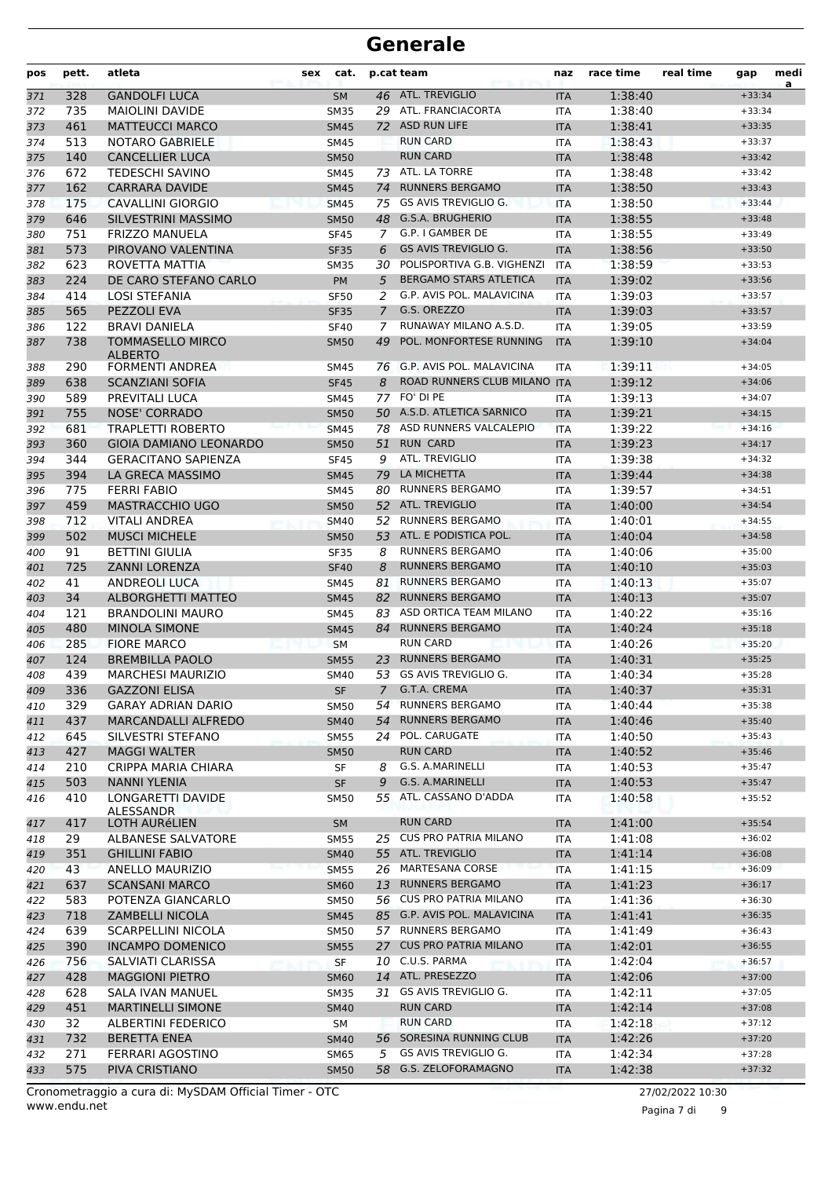# Generale

| pos | pett. | atleta | sex | cat. | p.cat | team | naz | race time | real time | gap | media |
|---|---|---|---|---|---|---|---|---|---|---|---|
| 371 | 328 | GANDOLFI LUCA | | SM | 46 | ATL. TREVIGLIO | ITA | 1:38:40 | | +33:34 | |
| 372 | 735 | MAIOLINI DAVIDE | | SM35 | 29 | ATL. FRANCIACORTA | ITA | 1:38:40 | | +33:34 | |
| 373 | 461 | MATTEUCCI MARCO | | SM45 | 72 | ASD RUN LIFE | ITA | 1:38:41 | | +33:35 | |
| 374 | 513 | NOTARO GABRIELE | | SM45 | | RUN CARD | ITA | 1:38:43 | | +33:37 | |
| 375 | 140 | CANCELLIER LUCA | | SM50 | | RUN CARD | ITA | 1:38:48 | | +33:42 | |
| 376 | 672 | TEDESCHI SAVINO | | SM45 | 73 | ATL. LA TORRE | ITA | 1:38:48 | | +33:42 | |
| 377 | 162 | CARRARA DAVIDE | | SM45 | 74 | RUNNERS BERGAMO | ITA | 1:38:50 | | +33:43 | |
| 378 | 175 | CAVALLINI GIORGIO | | SM45 | 75 | GS AVIS TREVIGLIO G. | ITA | 1:38:50 | | +33:44 | |
| 379 | 646 | SILVESTRINI MASSIMO | | SM50 | 48 | G.S.A. BRUGHERIO | ITA | 1:38:55 | | +33:48 | |
| 380 | 751 | FRIZZO MANUELA | | SF45 | 7 | G.P. I GAMBER DE | ITA | 1:38:55 | | +33:49 | |
| 381 | 573 | PIROVANO VALENTINA | | SF35 | 6 | GS AVIS TREVIGLIO G. | ITA | 1:38:56 | | +33:50 | |
| 382 | 623 | ROVETTA MATTIA | | SM35 | 30 | POLISPORTIVA G.B. VIGHENZI | ITA | 1:38:59 | | +33:53 | |
| 383 | 224 | DE CARO STEFANO CARLO | | PM | 5 | BERGAMO STARS ATLETICA | ITA | 1:39:02 | | +33:56 | |
| 384 | 414 | LOSI STEFANIA | | SF50 | 2 | G.P. AVIS POL. MALAVICINA | ITA | 1:39:03 | | +33:57 | |
| 385 | 565 | PEZZOLI EVA | | SF35 | 7 | G.S. OREZZO | ITA | 1:39:03 | | +33:57 | |
| 386 | 122 | BRAVI DANIELA | | SF40 | 7 | RUNAWAY MILANO A.S.D. | ITA | 1:39:05 | | +33:59 | |
| 387 | 738 | TOMMASELLO MIRCO ALBERTO | | SM50 | 49 | POL. MONFORTESE RUNNING | ITA | 1:39:10 | | +34:04 | |
| 388 | 290 | FORMENTI ANDREA | | SM45 | 76 | G.P. AVIS POL. MALAVICINA | ITA | 1:39:11 | | +34:05 | |
| 389 | 638 | SCANZIANI SOFIA | | SF45 | 8 | ROAD RUNNERS CLUB MILANO | ITA | 1:39:12 | | +34:06 | |
| 390 | 589 | PREVITALI LUCA | | SM45 | 77 | FO' DI PE | ITA | 1:39:13 | | +34:07 | |
| 391 | 755 | NOSE' CORRADO | | SM50 | 50 | A.S.D. ATLETICA SARNICO | ITA | 1:39:21 | | +34:15 | |
| 392 | 681 | TRAPLETTI ROBERTO | | SM45 | 78 | ASD RUNNERS VALCALEPIO | ITA | 1:39:22 | | +34:16 | |
| 393 | 360 | GIOIA DAMIANO LEONARDO | | SM50 | 51 | RUN CARD | ITA | 1:39:23 | | +34:17 | |
| 394 | 344 | GERACITANO SAPIENZA | | SF45 | 9 | ATL. TREVIGLIO | ITA | 1:39:38 | | +34:32 | |
| 395 | 394 | LA GRECA MASSIMO | | SM45 | 79 | LA MICHETTA | ITA | 1:39:44 | | +34:38 | |
| 396 | 775 | FERRI FABIO | | SM45 | 80 | RUNNERS BERGAMO | ITA | 1:39:57 | | +34:51 | |
| 397 | 459 | MASTRACCHIO UGO | | SM50 | 52 | ATL. TREVIGLIO | ITA | 1:40:00 | | +34:54 | |
| 398 | 712 | VITALI ANDREA | | SM40 | 52 | RUNNERS BERGAMO | ITA | 1:40:01 | | +34:55 | |
| 399 | 502 | MUSCI MICHELE | | SM50 | 53 | ATL. E PODISTICA POL. | ITA | 1:40:04 | | +34:58 | |
| 400 | 91 | BETTINI GIULIA | | SF35 | 8 | RUNNERS BERGAMO | ITA | 1:40:06 | | +35:00 | |
| 401 | 725 | ZANNI LORENZA | | SF40 | 8 | RUNNERS BERGAMO | ITA | 1:40:10 | | +35:03 | |
| 402 | 41 | ANDREOLI LUCA | | SM45 | 81 | RUNNERS BERGAMO | ITA | 1:40:13 | | +35:07 | |
| 403 | 34 | ALBORGHETTI MATTEO | | SM45 | 82 | RUNNERS BERGAMO | ITA | 1:40:13 | | +35:07 | |
| 404 | 121 | BRANDOLINI MAURO | | SM45 | 83 | ASD ORTICA TEAM MILANO | ITA | 1:40:22 | | +35:16 | |
| 405 | 480 | MINOLA SIMONE | | SM45 | 84 | RUNNERS BERGAMO | ITA | 1:40:24 | | +35:18 | |
| 406 | 285 | FIORE MARCO | | SM | | RUN CARD | ITA | 1:40:26 | | +35:20 | |
| 407 | 124 | BREMBILLA PAOLO | | SM55 | 23 | RUNNERS BERGAMO | ITA | 1:40:31 | | +35:25 | |
| 408 | 439 | MARCHESI MAURIZIO | | SM40 | 53 | GS AVIS TREVIGLIO G. | ITA | 1:40:34 | | +35:28 | |
| 409 | 336 | GAZZONI ELISA | | SF | 7 | G.T.A. CREMA | ITA | 1:40:37 | | +35:31 | |
| 410 | 329 | GARAY ADRIAN DARIO | | SM50 | 54 | RUNNERS BERGAMO | ITA | 1:40:44 | | +35:38 | |
| 411 | 437 | MARCANDALLI ALFREDO | | SM40 | 54 | RUNNERS BERGAMO | ITA | 1:40:46 | | +35:40 | |
| 412 | 645 | SILVESTRI STEFANO | | SM55 | 24 | POL. CARUGATE | ITA | 1:40:50 | | +35:43 | |
| 413 | 427 | MAGGI WALTER | | SM50 | | RUN CARD | ITA | 1:40:52 | | +35:46 | |
| 414 | 210 | CRIPPA MARIA CHIARA | | SF | 8 | G.S. A.MARINELLI | ITA | 1:40:53 | | +35:47 | |
| 415 | 503 | NANNI YLENIA | | SF | 9 | G.S. A.MARINELLI | ITA | 1:40:53 | | +35:47 | |
| 416 | 410 | LONGARETTI DAVIDE ALESSANDR | | SM50 | 55 | ATL. CASSANO D'ADDA | ITA | 1:40:58 | | +35:52 | |
| 417 | 417 | LOTH AURéLIEN | | SM | | RUN CARD | ITA | 1:41:00 | | +35:54 | |
| 418 | 29 | ALBANESE SALVATORE | | SM55 | 25 | CUS PRO PATRIA MILANO | ITA | 1:41:08 | | +36:02 | |
| 419 | 351 | GHILLINI FABIO | | SM40 | 55 | ATL. TREVIGLIO | ITA | 1:41:14 | | +36:08 | |
| 420 | 43 | ANELLO MAURIZIO | | SM55 | 26 | MARTESANA CORSE | ITA | 1:41:15 | | +36:09 | |
| 421 | 637 | SCANSANI MARCO | | SM60 | 13 | RUNNERS BERGAMO | ITA | 1:41:23 | | +36:17 | |
| 422 | 583 | POTENZA GIANCARLO | | SM50 | 56 | CUS PRO PATRIA MILANO | ITA | 1:41:36 | | +36:30 | |
| 423 | 718 | ZAMBELLI NICOLA | | SM45 | 85 | G.P. AVIS POL. MALAVICINA | ITA | 1:41:41 | | +36:35 | |
| 424 | 639 | SCARPELLINI NICOLA | | SM50 | 57 | RUNNERS BERGAMO | ITA | 1:41:49 | | +36:43 | |
| 425 | 390 | INCAMPO DOMENICO | | SM55 | 27 | CUS PRO PATRIA MILANO | ITA | 1:42:01 | | +36:55 | |
| 426 | 756 | SALVIATI CLARISSA | | SF | 10 | C.U.S. PARMA | ITA | 1:42:04 | | +36:57 | |
| 427 | 428 | MAGGIONI PIETRO | | SM60 | 14 | ATL. PRESEZZO | ITA | 1:42:06 | | +37:00 | |
| 428 | 628 | SALA IVAN MANUEL | | SM35 | 31 | GS AVIS TREVIGLIO G. | ITA | 1:42:11 | | +37:05 | |
| 429 | 451 | MARTINELLI SIMONE | | SM40 | | RUN CARD | ITA | 1:42:14 | | +37:08 | |
| 430 | 32 | ALBERTINI FEDERICO | | SM | | RUN CARD | ITA | 1:42:18 | | +37:12 | |
| 431 | 732 | BERETTA ENEA | | SM40 | 56 | SORESINA RUNNING CLUB | ITA | 1:42:26 | | +37:20 | |
| 432 | 271 | FERRARI AGOSTINO | | SM65 | 5 | GS AVIS TREVIGLIO G. | ITA | 1:42:34 | | +37:28 | |
| 433 | 575 | PIVA CRISTIANO | | SM50 | 58 | G.S. ZELOFORAMAGNO | ITA | 1:42:38 | | +37:32 | |

Cronometraggio a cura di: MySDAM Official Timer - OTC
www.endu.net
27/02/2022 10:30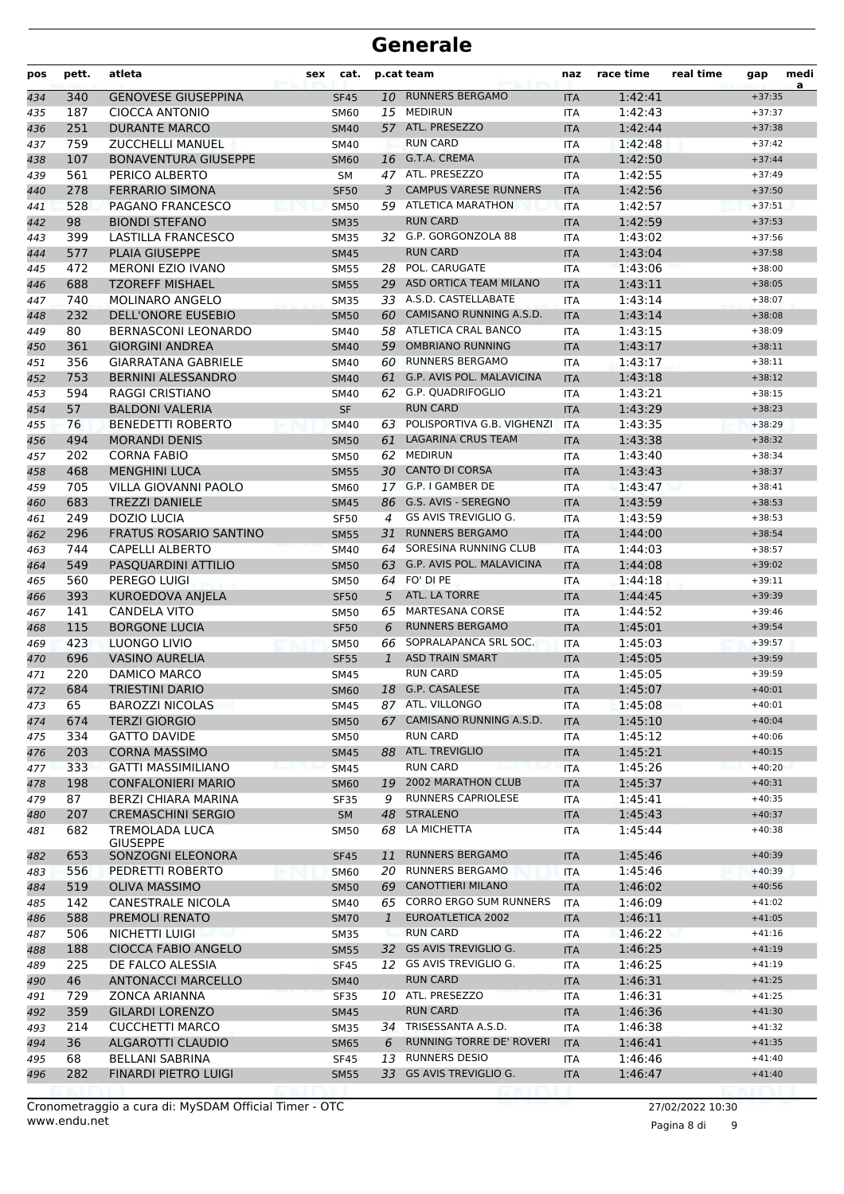# Generale

| pos | pett. | atleta | sex | cat. | p.cat | team | naz | race time | real time | gap | medi a |
|---|---|---|---|---|---|---|---|---|---|---|---|
| 434 | 340 | GENOVESE GIUSEPPINA | | SF45 | 10 | RUNNERS BERGAMO | ITA | 1:42:41 | | +37:35 | |
| 435 | 187 | CIOCCA ANTONIO | | SM60 | 15 | MEDIRUN | ITA | 1:42:43 | | +37:37 | |
| 436 | 251 | DURANTE MARCO | | SM40 | 57 | ATL. PRESEZZO | ITA | 1:42:44 | | +37:38 | |
| 437 | 759 | ZUCCHELLI MANUEL | | SM40 | | RUN CARD | ITA | 1:42:48 | | +37:42 | |
| 438 | 107 | BONAVENTURA GIUSEPPE | | SM60 | 16 | G.T.A. CREMA | ITA | 1:42:50 | | +37:44 | |
| 439 | 561 | PERICO ALBERTO | | SM | 47 | ATL. PRESEZZO | ITA | 1:42:55 | | +37:49 | |
| 440 | 278 | FERRARIO SIMONA | | SF50 | 3 | CAMPUS VARESE RUNNERS | ITA | 1:42:56 | | +37:50 | |
| 441 | 528 | PAGANO FRANCESCO | | SM50 | 59 | ATLETICA MARATHON | ITA | 1:42:57 | | +37:51 | |
| 442 | 98 | BIONDI STEFANO | | SM35 | | RUN CARD | ITA | 1:42:59 | | +37:53 | |
| 443 | 399 | LASTILLA FRANCESCO | | SM35 | 32 | G.P. GORGONZOLA 88 | ITA | 1:43:02 | | +37:56 | |
| 444 | 577 | PLAIA GIUSEPPE | | SM45 | | RUN CARD | ITA | 1:43:04 | | +37:58 | |
| 445 | 472 | MERONI EZIO IVANO | | SM55 | 28 | POL. CARUGATE | ITA | 1:43:06 | | +38:00 | |
| 446 | 688 | TZOREFF MISHAEL | | SM55 | 29 | ASD ORTICA TEAM MILANO | ITA | 1:43:11 | | +38:05 | |
| 447 | 740 | MOLINARO ANGELO | | SM35 | 33 | A.S.D. CASTELLABATE | ITA | 1:43:14 | | +38:07 | |
| 448 | 232 | DELL'ONORE EUSEBIO | | SM50 | 60 | CAMISANO RUNNING A.S.D. | ITA | 1:43:14 | | +38:08 | |
| 449 | 80 | BERNASCONI LEONARDO | | SM40 | 58 | ATLETICA CRAL BANCO | ITA | 1:43:15 | | +38:09 | |
| 450 | 361 | GIORGINI ANDREA | | SM40 | 59 | OMBRIANO RUNNING | ITA | 1:43:17 | | +38:11 | |
| 451 | 356 | GIARRATANA GABRIELE | | SM40 | 60 | RUNNERS BERGAMO | ITA | 1:43:17 | | +38:11 | |
| 452 | 753 | BERNINI ALESSANDRO | | SM40 | 61 | G.P. AVIS POL. MALAVICINA | ITA | 1:43:18 | | +38:12 | |
| 453 | 594 | RAGGI CRISTIANO | | SM40 | 62 | G.P. QUADRIFOGLIO | ITA | 1:43:21 | | +38:15 | |
| 454 | 57 | BALDONI VALERIA | | SF | | RUN CARD | ITA | 1:43:29 | | +38:23 | |
| 455 | 76 | BENEDETTI ROBERTO | | SM40 | 63 | POLISPORTIVA G.B. VIGHENZI | ITA | 1:43:35 | | +38:29 | |
| 456 | 494 | MORANDI DENIS | | SM50 | 61 | LAGARINA CRUS TEAM | ITA | 1:43:38 | | +38:32 | |
| 457 | 202 | CORNA FABIO | | SM50 | 62 | MEDIRUN | ITA | 1:43:40 | | +38:34 | |
| 458 | 468 | MENGHINI LUCA | | SM55 | 30 | CANTO DI CORSA | ITA | 1:43:43 | | +38:37 | |
| 459 | 705 | VILLA GIOVANNI PAOLO | | SM60 | 17 | G.P. I GAMBER DE | ITA | 1:43:47 | | +38:41 | |
| 460 | 683 | TREZZI DANIELE | | SM45 | 86 | G.S. AVIS - SEREGNO | ITA | 1:43:59 | | +38:53 | |
| 461 | 249 | DOZIO LUCIA | | SF50 | 4 | GS AVIS TREVIGLIO G. | ITA | 1:43:59 | | +38:53 | |
| 462 | 296 | FRATUS ROSARIO SANTINO | | SM55 | 31 | RUNNERS BERGAMO | ITA | 1:44:00 | | +38:54 | |
| 463 | 744 | CAPELLI ALBERTO | | SM40 | 64 | SORESINA RUNNING CLUB | ITA | 1:44:03 | | +38:57 | |
| 464 | 549 | PASQUARDINI ATTILIO | | SM50 | 63 | G.P. AVIS POL. MALAVICINA | ITA | 1:44:08 | | +39:02 | |
| 465 | 560 | PEREGO LUIGI | | SM50 | 64 | FO' DI PE | ITA | 1:44:18 | | +39:11 | |
| 466 | 393 | KUROEDOVA ANJELA | | SF50 | 5 | ATL. LA TORRE | ITA | 1:44:45 | | +39:39 | |
| 467 | 141 | CANDELA VITO | | SM50 | 65 | MARTESANA CORSE | ITA | 1:44:52 | | +39:46 | |
| 468 | 115 | BORGONE LUCIA | | SF50 | 6 | RUNNERS BERGAMO | ITA | 1:45:01 | | +39:54 | |
| 469 | 423 | LUONGO LIVIO | | SM50 | 66 | SOPRALAPANCA SRL SOC. | ITA | 1:45:03 | | +39:57 | |
| 470 | 696 | VASINO AURELIA | | SF55 | 1 | ASD TRAIN SMART | ITA | 1:45:05 | | +39:59 | |
| 471 | 220 | DAMICO MARCO | | SM45 | | RUN CARD | ITA | 1:45:05 | | +39:59 | |
| 472 | 684 | TRIESTINI DARIO | | SM60 | 18 | G.P. CASALESE | ITA | 1:45:07 | | +40:01 | |
| 473 | 65 | BAROZZI NICOLAS | | SM45 | 87 | ATL. VILLONGO | ITA | 1:45:08 | | +40:01 | |
| 474 | 674 | TERZI GIORGIO | | SM50 | 67 | CAMISANO RUNNING A.S.D. | ITA | 1:45:10 | | +40:04 | |
| 475 | 334 | GATTO DAVIDE | | SM50 | | RUN CARD | ITA | 1:45:12 | | +40:06 | |
| 476 | 203 | CORNA MASSIMO | | SM45 | 88 | ATL. TREVIGLIO | ITA | 1:45:21 | | +40:15 | |
| 477 | 333 | GATTI MASSIMILIANO | | SM45 | | RUN CARD | ITA | 1:45:26 | | +40:20 | |
| 478 | 198 | CONFALONIERI MARIO | | SM60 | 19 | 2002 MARATHON CLUB | ITA | 1:45:37 | | +40:31 | |
| 479 | 87 | BERZI CHIARA MARINA | | SF35 | 9 | RUNNERS CAPRIOLESE | ITA | 1:45:41 | | +40:35 | |
| 480 | 207 | CREMASCHINI SERGIO | | SM | 48 | STRALENO | ITA | 1:45:43 | | +40:37 | |
| 481 | 682 | TREMOLADA LUCA GIUSEPPE | | SM50 | 68 | LA MICHETTA | ITA | 1:45:44 | | +40:38 | |
| 482 | 653 | SONZOGNI ELEONORA | | SF45 | 11 | RUNNERS BERGAMO | ITA | 1:45:46 | | +40:39 | |
| 483 | 556 | PEDRETTI ROBERTO | | SM60 | 20 | RUNNERS BERGAMO | ITA | 1:45:46 | | +40:39 | |
| 484 | 519 | OLIVA MASSIMO | | SM50 | 69 | CANOTTIERI MILANO | ITA | 1:46:02 | | +40:56 | |
| 485 | 142 | CANESTRALE NICOLA | | SM40 | 65 | CORRO ERGO SUM RUNNERS | ITA | 1:46:09 | | +41:02 | |
| 486 | 588 | PREMOLI RENATO | | SM70 | 1 | EUROATLETICA 2002 | ITA | 1:46:11 | | +41:05 | |
| 487 | 506 | NICHETTI LUIGI | | SM35 | | RUN CARD | ITA | 1:46:22 | | +41:16 | |
| 488 | 188 | CIOCCA FABIO ANGELO | | SM55 | 32 | GS AVIS TREVIGLIO G. | ITA | 1:46:25 | | +41:19 | |
| 489 | 225 | DE FALCO ALESSIA | | SF45 | 12 | GS AVIS TREVIGLIO G. | ITA | 1:46:25 | | +41:19 | |
| 490 | 46 | ANTONACCI MARCELLO | | SM40 | | RUN CARD | ITA | 1:46:31 | | +41:25 | |
| 491 | 729 | ZONCA ARIANNA | | SF35 | 10 | ATL. PRESEZZO | ITA | 1:46:31 | | +41:25 | |
| 492 | 359 | GILARDI LORENZO | | SM45 | | RUN CARD | ITA | 1:46:36 | | +41:30 | |
| 493 | 214 | CUCCHETTI MARCO | | SM35 | 34 | TRISESSANTA A.S.D. | ITA | 1:46:38 | | +41:32 | |
| 494 | 36 | ALGAROTTI CLAUDIO | | SM65 | 6 | RUNNING TORRE DE' ROVERI | ITA | 1:46:41 | | +41:35 | |
| 495 | 68 | BELLANI SABRINA | | SF45 | 13 | RUNNERS DESIO | ITA | 1:46:46 | | +41:40 | |
| 496 | 282 | FINARDI PIETRO LUIGI | | SM55 | 33 | GS AVIS TREVIGLIO G. | ITA | 1:46:47 | | +41:40 | |

Cronometraggio a cura di: MySDAM Official Timer - OTC
www.endu.net
27/02/2022 10:30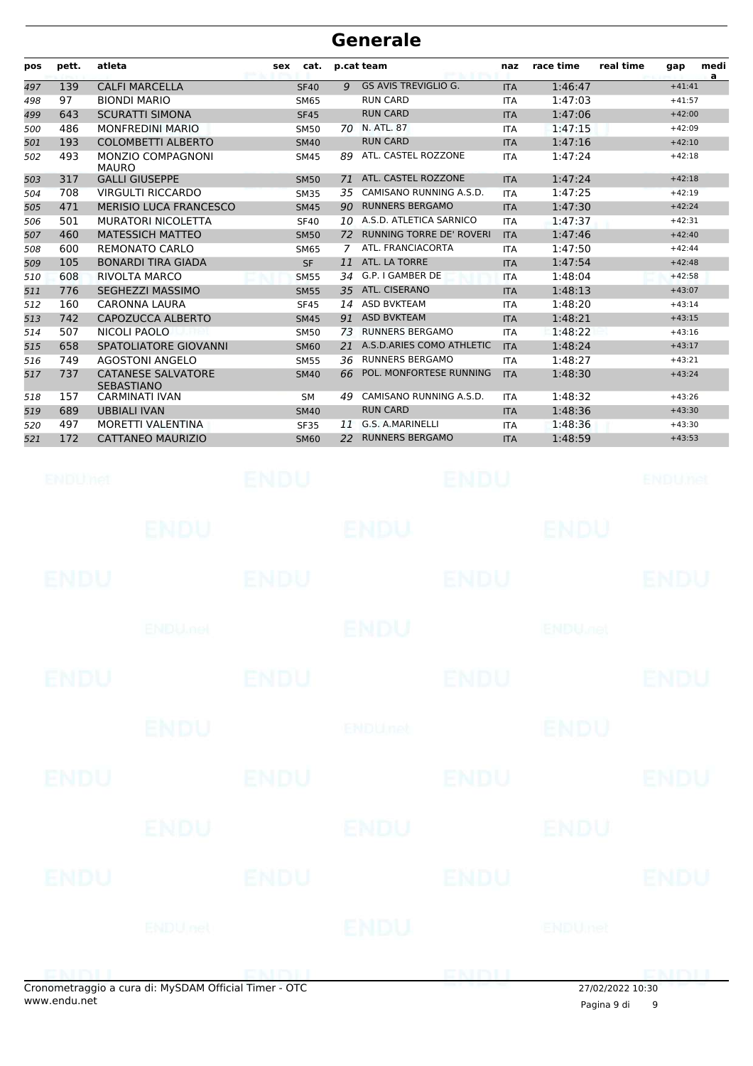# Generale

| pos | pett. | atleta | sex | cat. | p.cat | team | naz | race time | real time | gap | media |
|---|---|---|---|---|---|---|---|---|---|---|---|
| 497 | 139 | CALFI MARCELLA | | SF40 | 9 | GS AVIS TREVIGLIO G. | ITA | 1:46:47 | | +41:41 | |
| 498 | 97 | BIONDI MARIO | | SM65 | | RUN CARD | ITA | 1:47:03 | | +41:57 | |
| 499 | 643 | SCURATTI SIMONA | | SF45 | | RUN CARD | ITA | 1:47:06 | | +42:00 | |
| 500 | 486 | MONFREDINI MARIO | | SM50 | 70 | N. ATL. 87 | ITA | 1:47:15 | | +42:09 | |
| 501 | 193 | COLOMBETTI ALBERTO | | SM40 | | RUN CARD | ITA | 1:47:16 | | +42:10 | |
| 502 | 493 | MONZIO COMPAGNONI MAURO | | SM45 | 89 | ATL. CASTEL ROZZONE | ITA | 1:47:24 | | +42:18 | |
| 503 | 317 | GALLI GIUSEPPE | | SM50 | 71 | ATL. CASTEL ROZZONE | ITA | 1:47:24 | | +42:18 | |
| 504 | 708 | VIRGULTI RICCARDO | | SM35 | 35 | CAMISANO RUNNING A.S.D. | ITA | 1:47:25 | | +42:19 | |
| 505 | 471 | MERISIO LUCA FRANCESCO | | SM45 | 90 | RUNNERS BERGAMO | ITA | 1:47:30 | | +42:24 | |
| 506 | 501 | MURATORI NICOLETTA | | SF40 | 10 | A.S.D. ATLETICA SARNICO | ITA | 1:47:37 | | +42:31 | |
| 507 | 460 | MATESSICH MATTEO | | SM50 | 72 | RUNNING TORRE DE' ROVERI | ITA | 1:47:46 | | +42:40 | |
| 508 | 600 | REMONATO CARLO | | SM65 | 7 | ATL. FRANCIACORTA | ITA | 1:47:50 | | +42:44 | |
| 509 | 105 | BONARDI TIRA GIADA | | SF | 11 | ATL. LA TORRE | ITA | 1:47:54 | | +42:48 | |
| 510 | 608 | RIVOLTA MARCO | | SM55 | 34 | G.P. I GAMBER DE | ITA | 1:48:04 | | +42:58 | |
| 511 | 776 | SEGHEZZI MASSIMO | | SM55 | 35 | ATL. CISERANO | ITA | 1:48:13 | | +43:07 | |
| 512 | 160 | CARONNA LAURA | | SF45 | 14 | ASD BVKTEAM | ITA | 1:48:20 | | +43:14 | |
| 513 | 742 | CAPOZUCCA ALBERTO | | SM45 | 91 | ASD BVKTEAM | ITA | 1:48:21 | | +43:15 | |
| 514 | 507 | NICOLI PAOLO | | SM50 | 73 | RUNNERS BERGAMO | ITA | 1:48:22 | | +43:16 | |
| 515 | 658 | SPATOLIATORE GIOVANNI | | SM60 | 21 | A.S.D.ARIES COMO ATHLETIC | ITA | 1:48:24 | | +43:17 | |
| 516 | 749 | AGOSTONI ANGELO | | SM55 | 36 | RUNNERS BERGAMO | ITA | 1:48:27 | | +43:21 | |
| 517 | 737 | CATANESE SALVATORE SEBASTIANO | | SM40 | 66 | POL. MONFORTESE RUNNING | ITA | 1:48:30 | | +43:24 | |
| 518 | 157 | CARMINATI IVAN | | SM | 49 | CAMISANO RUNNING A.S.D. | ITA | 1:48:32 | | +43:26 | |
| 519 | 689 | UBBIALI IVAN | | SM40 | | RUN CARD | ITA | 1:48:36 | | +43:30 | |
| 520 | 497 | MORETTI VALENTINA | | SF35 | 11 | G.S. A.MARINELLI | ITA | 1:48:36 | | +43:30 | |
| 521 | 172 | CATTANEO MAURIZIO | | SM60 | 22 | RUNNERS BERGAMO | ITA | 1:48:59 | | +43:53 | |

Cronometraggio a cura di: MySDAM Official Timer - OTC
www.endu.net

27/02/2022 10:30